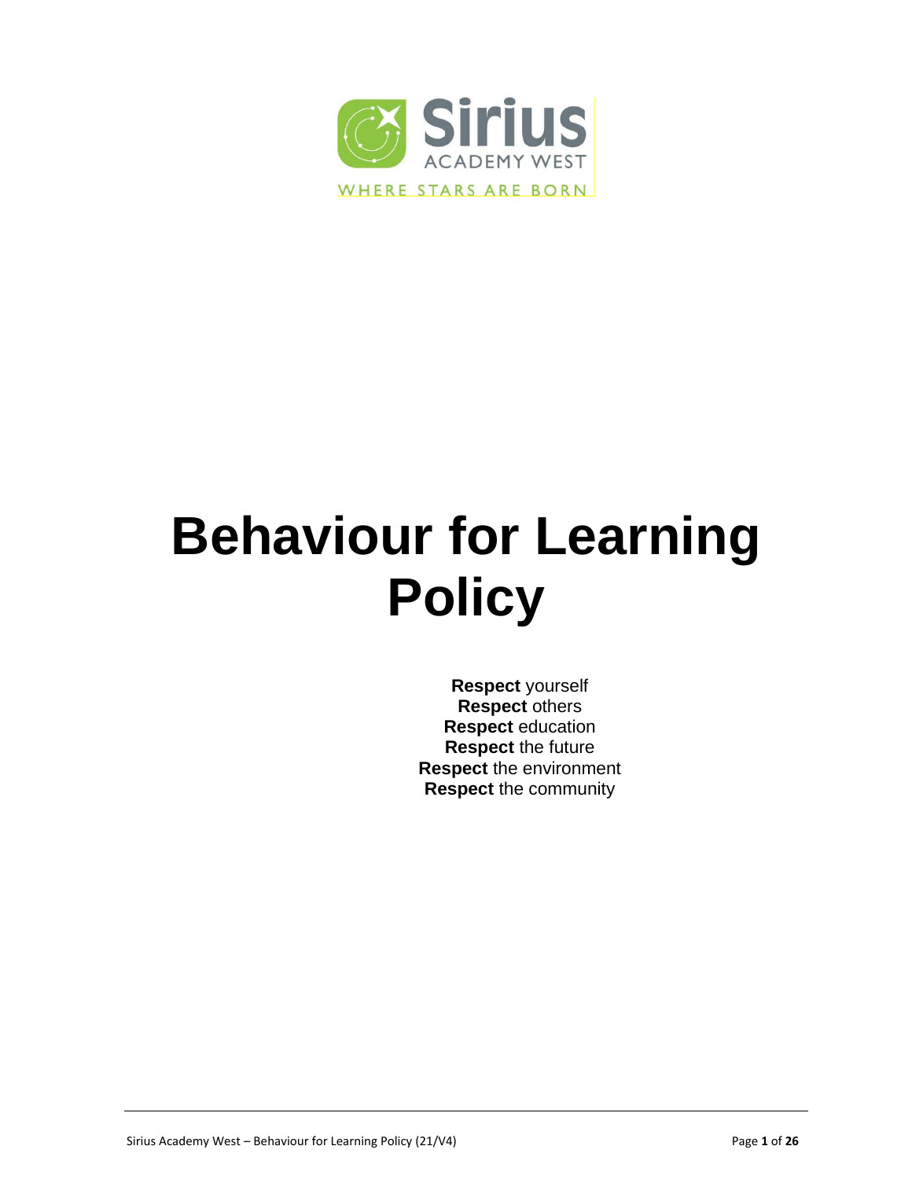Sirius

ACADEMY WEST

WHERE STARS ARE BORN

# Behaviour for Learning Policy

**Respect** yourself
**Respect** others
**Respect** education
**Respect** the future
**Respect** the environment
**Respect** the community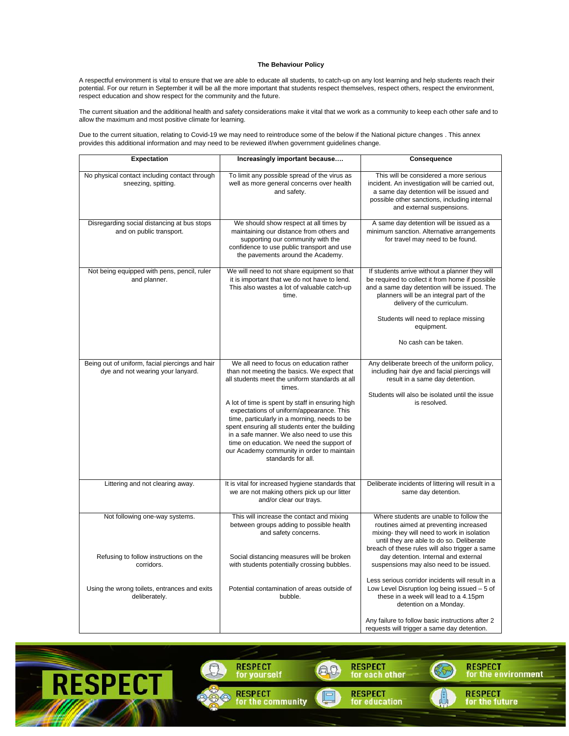## The Behaviour Policy

A respectful environment is vital to ensure that we are able to educate all students, to catch-up on any lost learning and help students reach their potential. For our return in September it will be all the more important that students respect themselves, respect others, respect the environment, respect education and show respect for the community and the future.

The current situation and the additional health and safety considerations make it vital that we work as a community to keep each other safe and to allow the maximum and most positive climate for learning.

Due to the current situation, relating to Covid-19 we may need to reintroduce some of the below if the National picture changes . This annex provides this additional information and may need to be reviewed if/when government guidelines change.

| Expectation | Increasingly important because…. | Consequence |
|---|---|---|
| No physical contact including contact through sneezing, spitting. | To limit any possible spread of the virus as well as more general concerns over health and safety. | This will be considered a more serious incident. An investigation will be carried out, a same day detention will be issued and possible other sanctions, including internal and external suspensions. |
| Disregarding social distancing at bus stops and on public transport. | We should show respect at all times by maintaining our distance from others and supporting our community with the confidence to use public transport and use the pavements around the Academy. | A same day detention will be issued as a minimum sanction. Alternative arrangements for travel may need to be found. |
| Not being equipped with pens, pencil, ruler and planner. | We will need to not share equipment so that it is important that we do not have to lend. This also wastes a lot of valuable catch-up time. | If students arrive without a planner they will be required to collect it from home if possible and a same day detention will be issued. The planners will be an integral part of the delivery of the curriculum.<br><br>Students will need to replace missing equipment.<br><br>No cash can be taken. |
| Being out of uniform, facial piercings and hair dye and not wearing your lanyard. | We all need to focus on education rather than not meeting the basics. We expect that all students meet the uniform standards at all times.<br><br>A lot of time is spent by staff in ensuring high expectations of uniform/appearance. This time, particularly in a morning, needs to be spent ensuring all students enter the building in a safe manner. We also need to use this time on education. We need the support of our Academy community in order to maintain standards for all. | Any deliberate breech of the uniform policy, including hair dye and facial piercings will result in a same day detention.<br><br>Students will also be isolated until the issue is resolved. |
| Littering and not clearing away. | It is vital for increased hygiene standards that we are not making others pick up our litter and/or clear our trays. | Deliberate incidents of littering will result in a same day detention. |
| Not following one-way systems.<br><br>Refusing to follow instructions on the corridors.<br><br>Using the wrong toilets, entrances and exits deliberately. | This will increase the contact and mixing between groups adding to possible health and safety concerns.<br><br>Social distancing measures will be broken with students potentially crossing bubbles.<br><br>Potential contamination of areas outside of bubble. | Where students are unable to follow the routines aimed at preventing increased mixing- they will need to work in isolation until they are able to do so. Deliberate breach of these rules will also trigger a same day detention. Internal and external suspensions may also need to be issued.<br><br>Less serious corridor incidents will result in a Low Level Disruption log being issued – 5 of these in a week will lead to a 4.15pm detention on a Monday.<br><br>Any failure to follow basic instructions after 2 requests will trigger a same day detention. |

RESPECT — RESPECT for yourself — RESPECT for each other — RESPECT for the environment — RESPECT for the community — RESPECT for education — RESPECT for the future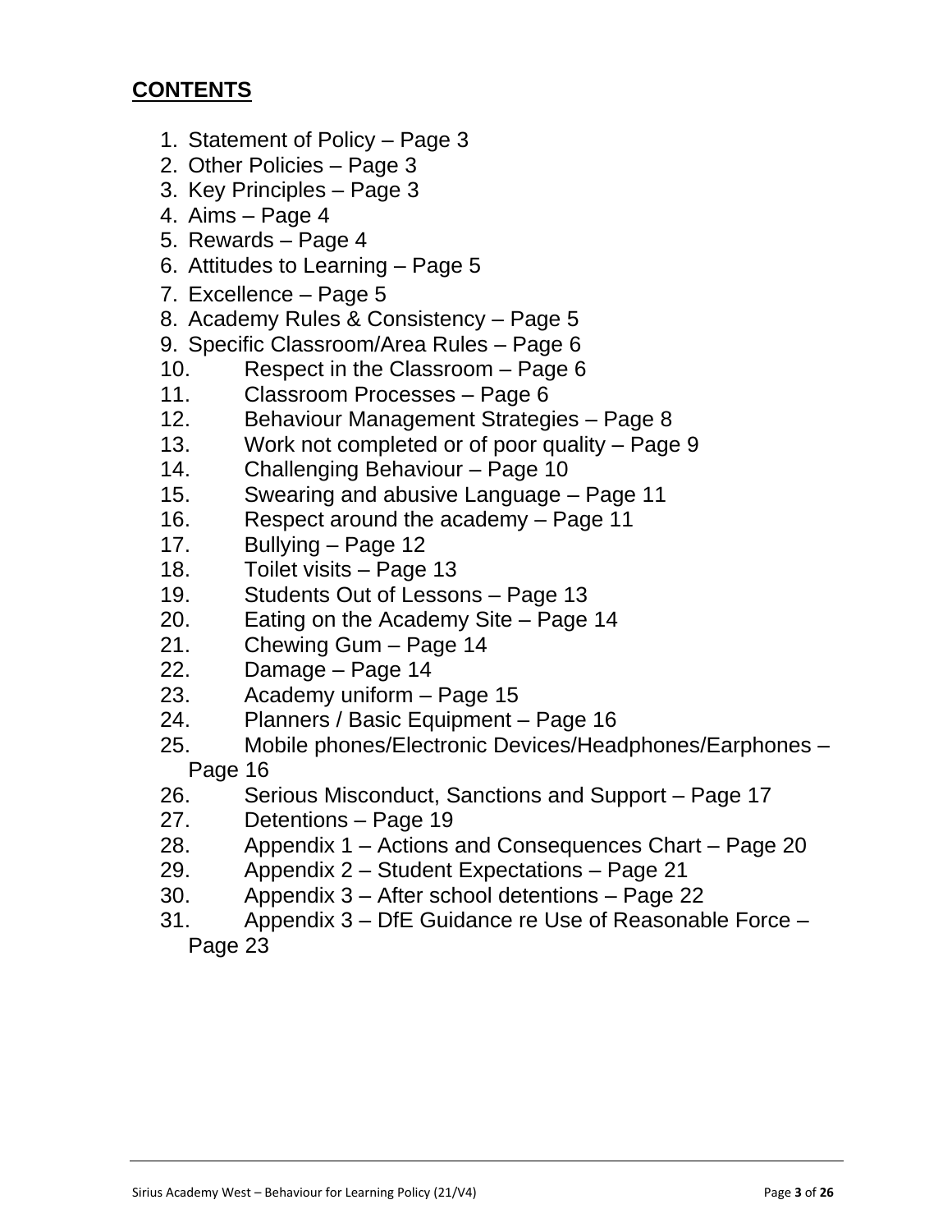## CONTENTS

1. Statement of Policy – Page 3
2. Other Policies – Page 3
3. Key Principles – Page 3
4. Aims – Page 4
5. Rewards – Page 4
6. Attitudes to Learning – Page 5
7. Excellence – Page 5
8. Academy Rules & Consistency – Page 5
9. Specific Classroom/Area Rules – Page 6
10. Respect in the Classroom – Page 6
11. Classroom Processes – Page 6
12. Behaviour Management Strategies – Page 8
13. Work not completed or of poor quality – Page 9
14. Challenging Behaviour – Page 10
15. Swearing and abusive Language – Page 11
16. Respect around the academy – Page 11
17. Bullying – Page 12
18. Toilet visits – Page 13
19. Students Out of Lessons – Page 13
20. Eating on the Academy Site – Page 14
21. Chewing Gum – Page 14
22. Damage – Page 14
23. Academy uniform – Page 15
24. Planners / Basic Equipment – Page 16
25. Mobile phones/Electronic Devices/Headphones/Earphones – Page 16
26. Serious Misconduct, Sanctions and Support – Page 17
27. Detentions – Page 19
28. Appendix 1 – Actions and Consequences Chart – Page 20
29. Appendix 2 – Student Expectations – Page 21
30. Appendix 3 – After school detentions – Page 22
31. Appendix 3 – DfE Guidance re Use of Reasonable Force – Page 23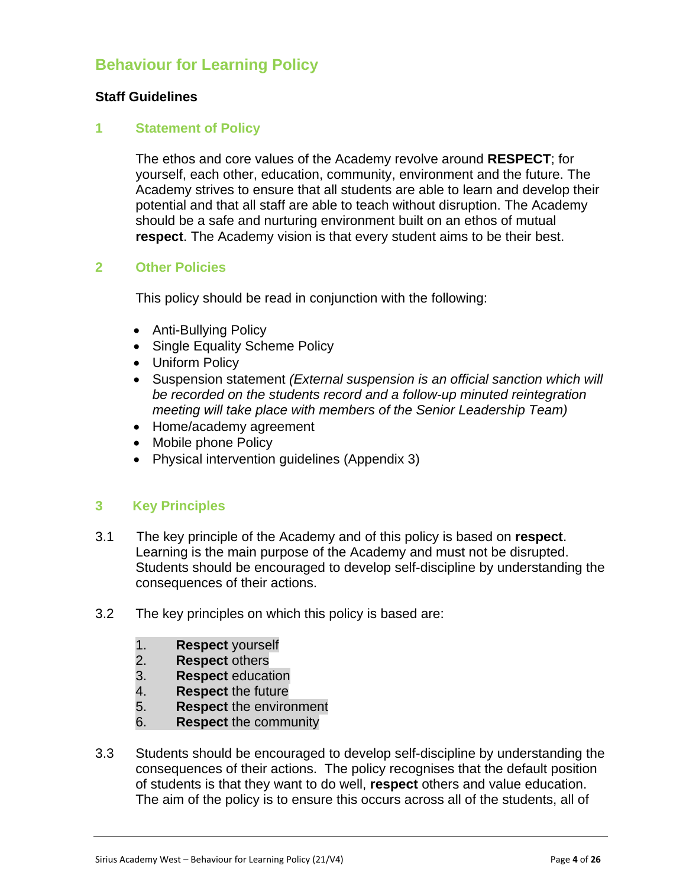# Behaviour for Learning Policy

**Staff Guidelines**

## 1 Statement of Policy

The ethos and core values of the Academy revolve around **RESPECT**; for yourself, each other, education, community, environment and the future. The Academy strives to ensure that all students are able to learn and develop their potential and that all staff are able to teach without disruption. The Academy should be a safe and nurturing environment built on an ethos of mutual **respect**. The Academy vision is that every student aims to be their best.

## 2 Other Policies

This policy should be read in conjunction with the following:

- Anti-Bullying Policy
- Single Equality Scheme Policy
- Uniform Policy
- Suspension statement *(External suspension is an official sanction which will be recorded on the students record and a follow-up minuted reintegration meeting will take place with members of the Senior Leadership Team)*
- Home/academy agreement
- Mobile phone Policy
- Physical intervention guidelines (Appendix 3)

## 3 Key Principles

3.1 The key principle of the Academy and of this policy is based on **respect**. Learning is the main purpose of the Academy and must not be disrupted. Students should be encouraged to develop self-discipline by understanding the consequences of their actions.

3.2 The key principles on which this policy is based are:

1. **Respect** yourself
2. **Respect** others
3. **Respect** education
4. **Respect** the future
5. **Respect** the environment
6. **Respect** the community

3.3 Students should be encouraged to develop self-discipline by understanding the consequences of their actions. The policy recognises that the default position of students is that they want to do well, **respect** others and value education. The aim of the policy is to ensure this occurs across all of the students, all of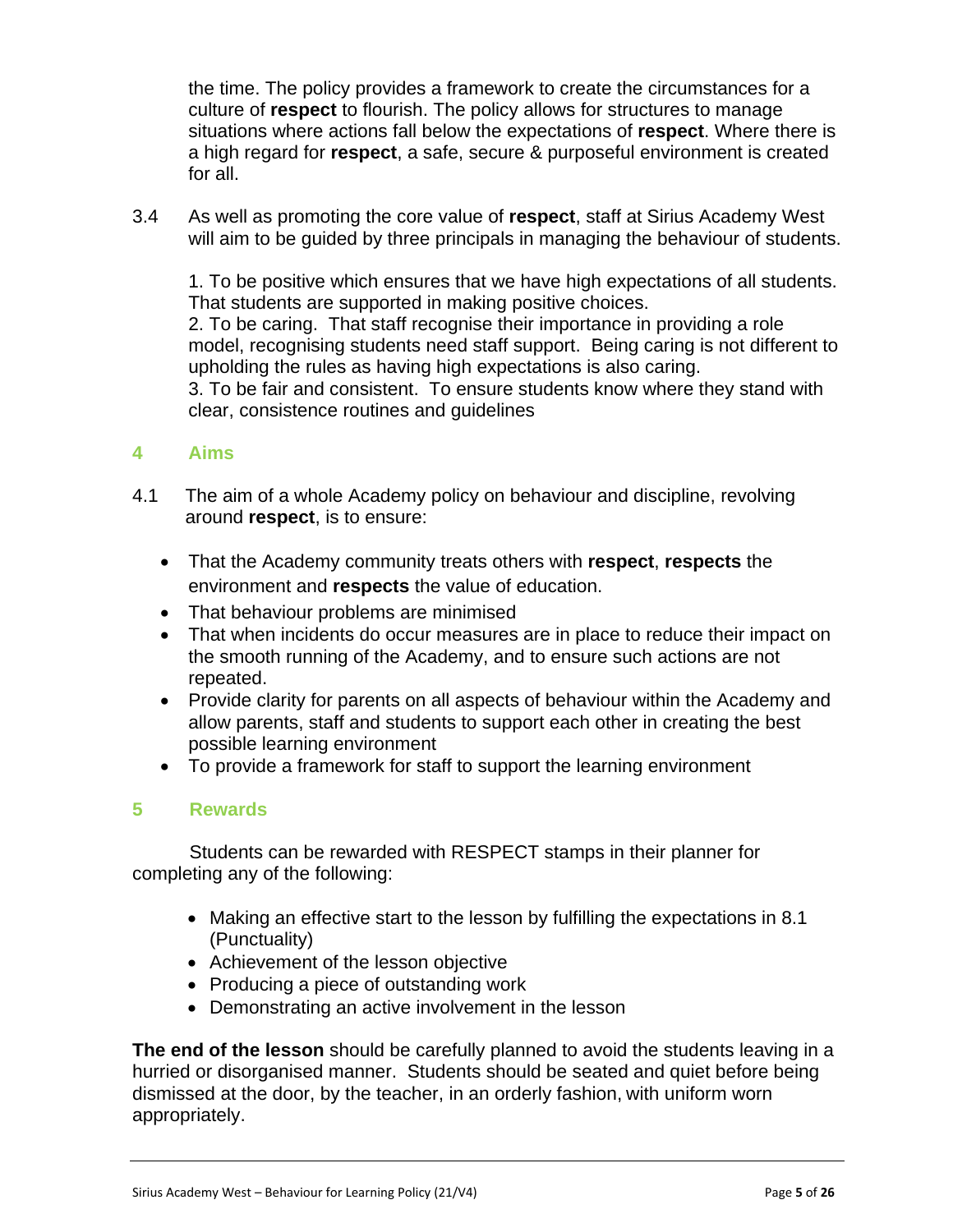the time. The policy provides a framework to create the circumstances for a culture of **respect** to flourish. The policy allows for structures to manage situations where actions fall below the expectations of **respect**. Where there is a high regard for **respect**, a safe, secure & purposeful environment is created for all.

3.4 As well as promoting the core value of **respect**, staff at Sirius Academy West will aim to be guided by three principals in managing the behaviour of students.

1. To be positive which ensures that we have high expectations of all students. That students are supported in making positive choices.
2. To be caring. That staff recognise their importance in providing a role model, recognising students need staff support. Being caring is not different to upholding the rules as having high expectations is also caring.
3. To be fair and consistent. To ensure students know where they stand with clear, consistence routines and guidelines

## 4 Aims

4.1 The aim of a whole Academy policy on behaviour and discipline, revolving around **respect**, is to ensure:

- That the Academy community treats others with **respect**, **respects** the environment and **respects** the value of education.
- That behaviour problems are minimised
- That when incidents do occur measures are in place to reduce their impact on the smooth running of the Academy, and to ensure such actions are not repeated.
- Provide clarity for parents on all aspects of behaviour within the Academy and allow parents, staff and students to support each other in creating the best possible learning environment
- To provide a framework for staff to support the learning environment

## 5 Rewards

Students can be rewarded with RESPECT stamps in their planner for completing any of the following:

- Making an effective start to the lesson by fulfilling the expectations in 8.1 (Punctuality)
- Achievement of the lesson objective
- Producing a piece of outstanding work
- Demonstrating an active involvement in the lesson

**The end of the lesson** should be carefully planned to avoid the students leaving in a hurried or disorganised manner. Students should be seated and quiet before being dismissed at the door, by the teacher, in an orderly fashion, with uniform worn appropriately.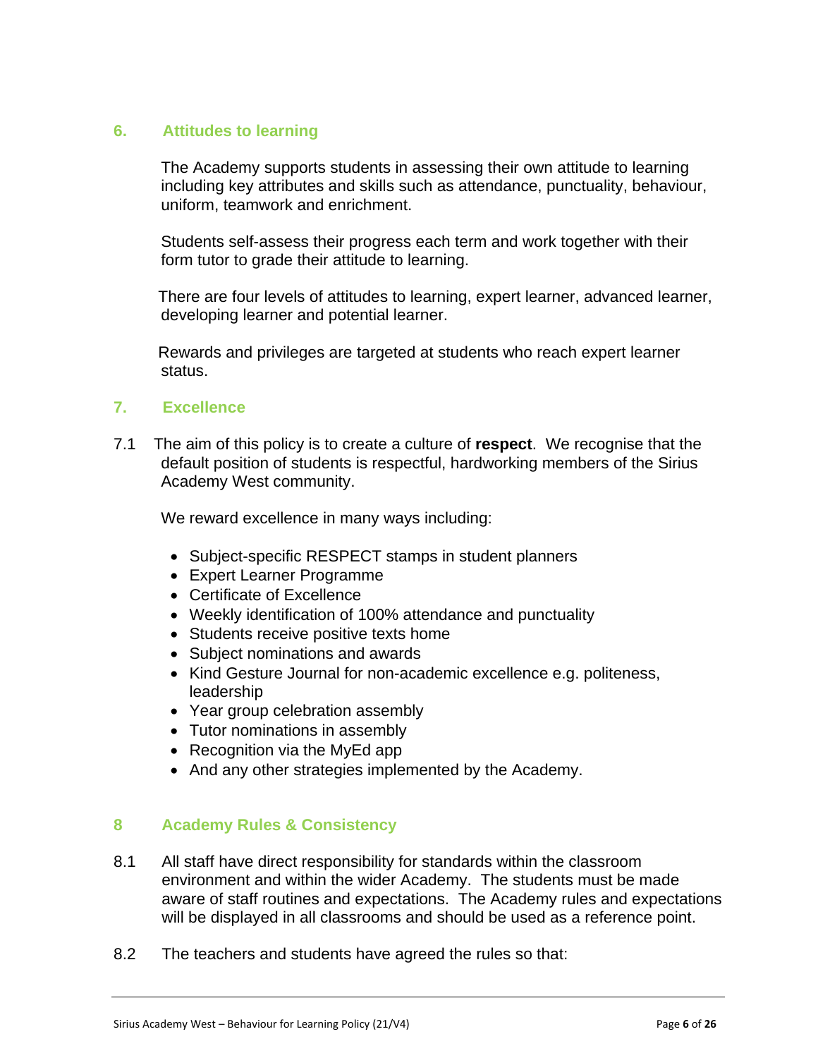## 6. Attitudes to learning

The Academy supports students in assessing their own attitude to learning including key attributes and skills such as attendance, punctuality, behaviour, uniform, teamwork and enrichment.

Students self-assess their progress each term and work together with their form tutor to grade their attitude to learning.

There are four levels of attitudes to learning, expert learner, advanced learner, developing learner and potential learner.

Rewards and privileges are targeted at students who reach expert learner status.

## 7. Excellence

7.1 The aim of this policy is to create a culture of **respect**. We recognise that the default position of students is respectful, hardworking members of the Sirius Academy West community.

We reward excellence in many ways including:

- Subject-specific RESPECT stamps in student planners
- Expert Learner Programme
- Certificate of Excellence
- Weekly identification of 100% attendance and punctuality
- Students receive positive texts home
- Subject nominations and awards
- Kind Gesture Journal for non-academic excellence e.g. politeness, leadership
- Year group celebration assembly
- Tutor nominations in assembly
- Recognition via the MyEd app
- And any other strategies implemented by the Academy.

## 8 Academy Rules & Consistency

8.1 All staff have direct responsibility for standards within the classroom environment and within the wider Academy. The students must be made aware of staff routines and expectations. The Academy rules and expectations will be displayed in all classrooms and should be used as a reference point.

8.2 The teachers and students have agreed the rules so that: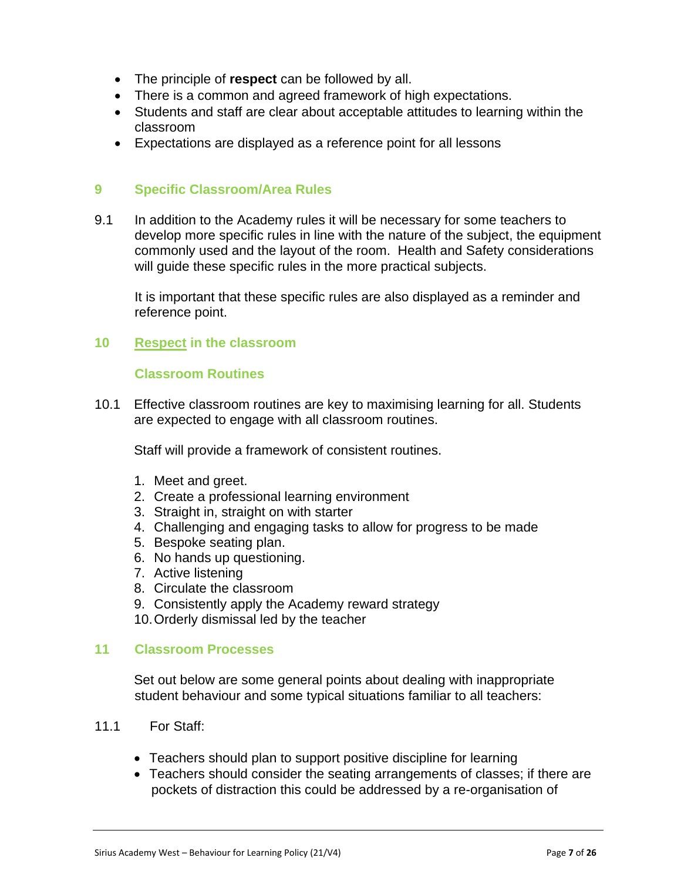- The principle of **respect** can be followed by all.
- There is a common and agreed framework of high expectations.
- Students and staff are clear about acceptable attitudes to learning within the classroom
- Expectations are displayed as a reference point for all lessons

## 9 Specific Classroom/Area Rules

9.1 In addition to the Academy rules it will be necessary for some teachers to develop more specific rules in line with the nature of the subject, the equipment commonly used and the layout of the room. Health and Safety considerations will guide these specific rules in the more practical subjects.

It is important that these specific rules are also displayed as a reminder and reference point.

## 10 Respect in the classroom

### Classroom Routines

10.1 Effective classroom routines are key to maximising learning for all. Students are expected to engage with all classroom routines.

Staff will provide a framework of consistent routines.

1. Meet and greet.
2. Create a professional learning environment
3. Straight in, straight on with starter
4. Challenging and engaging tasks to allow for progress to be made
5. Bespoke seating plan.
6. No hands up questioning.
7. Active listening
8. Circulate the classroom
9. Consistently apply the Academy reward strategy
10. Orderly dismissal led by the teacher

## 11 Classroom Processes

Set out below are some general points about dealing with inappropriate student behaviour and some typical situations familiar to all teachers:

11.1 For Staff:

- Teachers should plan to support positive discipline for learning
- Teachers should consider the seating arrangements of classes; if there are pockets of distraction this could be addressed by a re-organisation of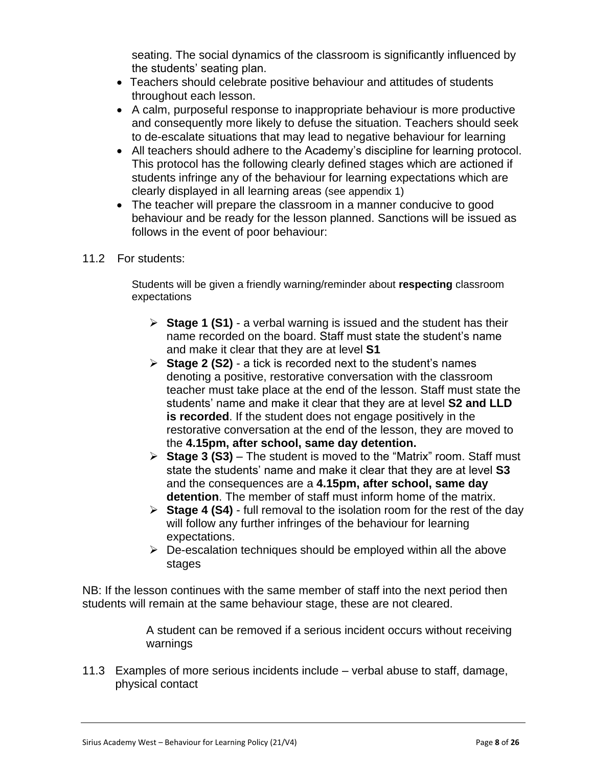seating. The social dynamics of the classroom is significantly influenced by the students' seating plan.

- Teachers should celebrate positive behaviour and attitudes of students throughout each lesson.
- A calm, purposeful response to inappropriate behaviour is more productive and consequently more likely to defuse the situation. Teachers should seek to de-escalate situations that may lead to negative behaviour for learning
- All teachers should adhere to the Academy's discipline for learning protocol. This protocol has the following clearly defined stages which are actioned if students infringe any of the behaviour for learning expectations which are clearly displayed in all learning areas (see appendix 1)
- The teacher will prepare the classroom in a manner conducive to good behaviour and be ready for the lesson planned. Sanctions will be issued as follows in the event of poor behaviour:

11.2 For students:

Students will be given a friendly warning/reminder about **respecting** classroom expectations

- **Stage 1 (S1)** - a verbal warning is issued and the student has their name recorded on the board. Staff must state the student's name and make it clear that they are at level **S1**
- **Stage 2 (S2)** - a tick is recorded next to the student's names denoting a positive, restorative conversation with the classroom teacher must take place at the end of the lesson. Staff must state the students' name and make it clear that they are at level **S2 and LLD is recorded**. If the student does not engage positively in the restorative conversation at the end of the lesson, they are moved to the **4.15pm, after school, same day detention.**
- **Stage 3 (S3)** – The student is moved to the "Matrix" room. Staff must state the students' name and make it clear that they are at level **S3** and the consequences are a **4.15pm, after school, same day detention**. The member of staff must inform home of the matrix.
- **Stage 4 (S4)** - full removal to the isolation room for the rest of the day will follow any further infringes of the behaviour for learning expectations.
- De-escalation techniques should be employed within all the above stages

NB: If the lesson continues with the same member of staff into the next period then students will remain at the same behaviour stage, these are not cleared.

A student can be removed if a serious incident occurs without receiving warnings

11.3 Examples of more serious incidents include – verbal abuse to staff, damage, physical contact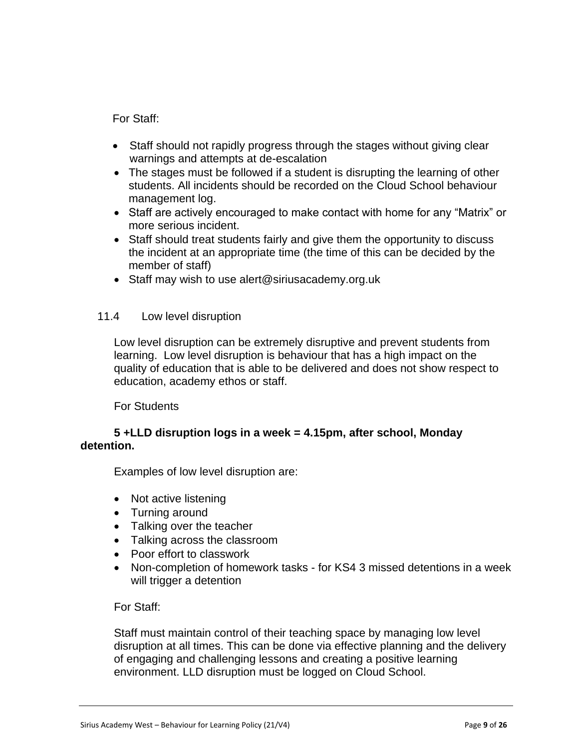For Staff:

- Staff should not rapidly progress through the stages without giving clear warnings and attempts at de-escalation
- The stages must be followed if a student is disrupting the learning of other students. All incidents should be recorded on the Cloud School behaviour management log.
- Staff are actively encouraged to make contact with home for any "Matrix" or more serious incident.
- Staff should treat students fairly and give them the opportunity to discuss the incident at an appropriate time (the time of this can be decided by the member of staff)
- Staff may wish to use alert@siriusacademy.org.uk

## 11.4 Low level disruption

Low level disruption can be extremely disruptive and prevent students from learning. Low level disruption is behaviour that has a high impact on the quality of education that is able to be delivered and does not show respect to education, academy ethos or staff.

For Students

**5 +LLD disruption logs in a week = 4.15pm, after school, Monday detention.**

Examples of low level disruption are:

- Not active listening
- Turning around
- Talking over the teacher
- Talking across the classroom
- Poor effort to classwork
- Non-completion of homework tasks - for KS4 3 missed detentions in a week will trigger a detention

For Staff:

Staff must maintain control of their teaching space by managing low level disruption at all times. This can be done via effective planning and the delivery of engaging and challenging lessons and creating a positive learning environment. LLD disruption must be logged on Cloud School.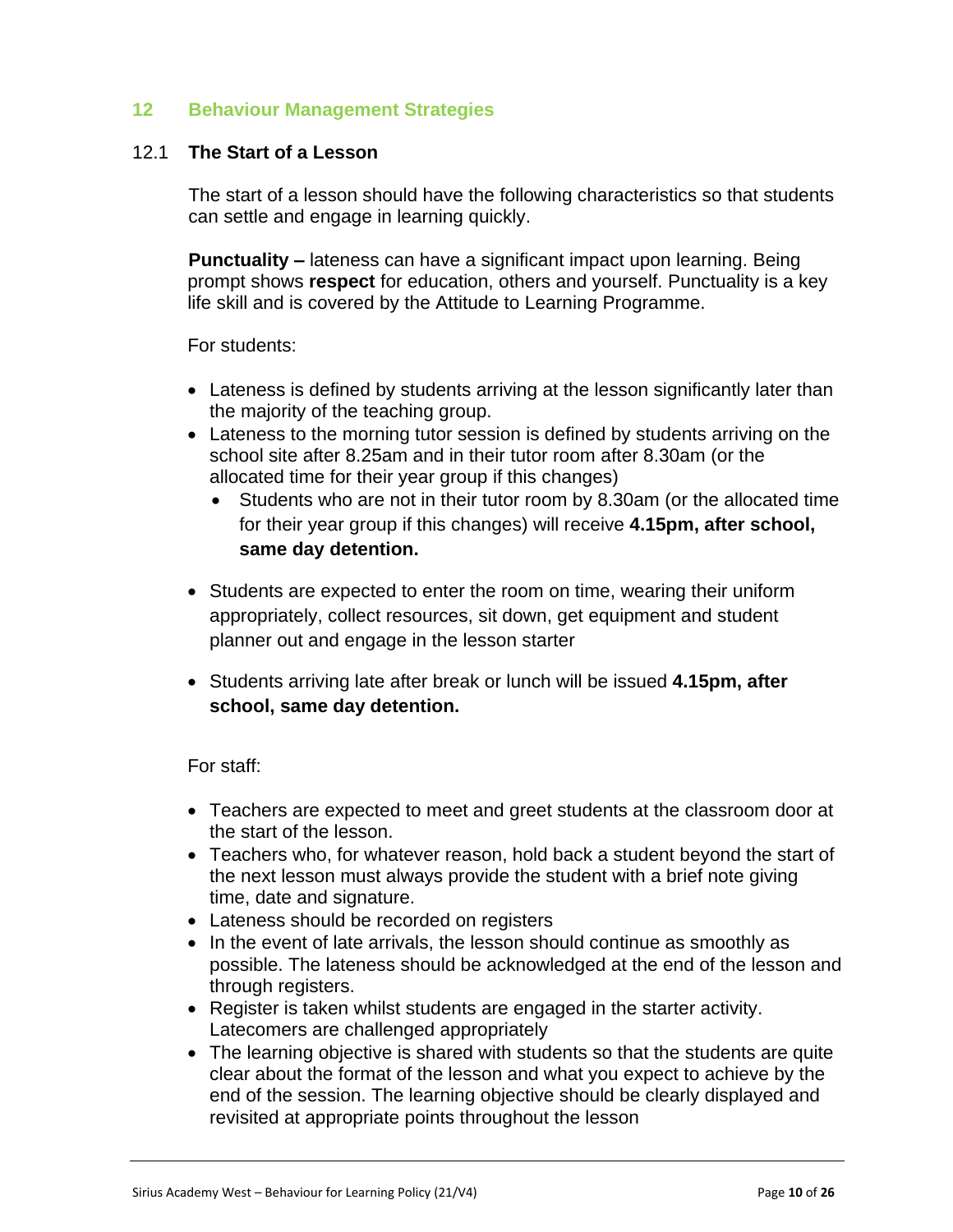## 12 Behaviour Management Strategies

### 12.1 The Start of a Lesson

The start of a lesson should have the following characteristics so that students can settle and engage in learning quickly.

**Punctuality –** lateness can have a significant impact upon learning. Being prompt shows **respect** for education, others and yourself. Punctuality is a key life skill and is covered by the Attitude to Learning Programme.

For students:

- Lateness is defined by students arriving at the lesson significantly later than the majority of the teaching group.
- Lateness to the morning tutor session is defined by students arriving on the school site after 8.25am and in their tutor room after 8.30am (or the allocated time for their year group if this changes)
  - Students who are not in their tutor room by 8.30am (or the allocated time for their year group if this changes) will receive **4.15pm, after school, same day detention.**
- Students are expected to enter the room on time, wearing their uniform appropriately, collect resources, sit down, get equipment and student planner out and engage in the lesson starter
- Students arriving late after break or lunch will be issued **4.15pm, after school, same day detention.**

For staff:

- Teachers are expected to meet and greet students at the classroom door at the start of the lesson.
- Teachers who, for whatever reason, hold back a student beyond the start of the next lesson must always provide the student with a brief note giving time, date and signature.
- Lateness should be recorded on registers
- In the event of late arrivals, the lesson should continue as smoothly as possible. The lateness should be acknowledged at the end of the lesson and through registers.
- Register is taken whilst students are engaged in the starter activity. Latecomers are challenged appropriately
- The learning objective is shared with students so that the students are quite clear about the format of the lesson and what you expect to achieve by the end of the session. The learning objective should be clearly displayed and revisited at appropriate points throughout the lesson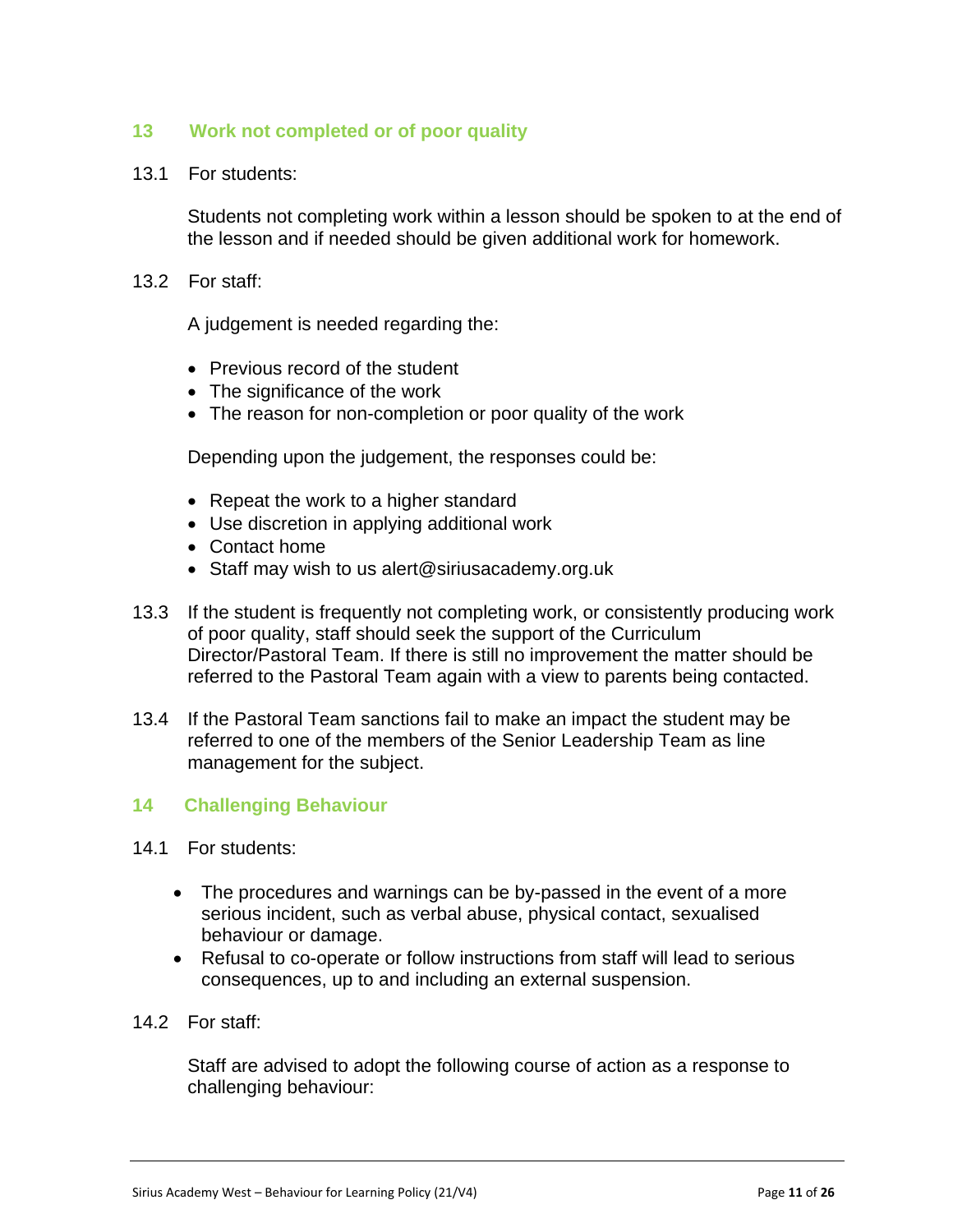## 13 Work not completed or of poor quality

13.1 For students:

Students not completing work within a lesson should be spoken to at the end of the lesson and if needed should be given additional work for homework.

13.2 For staff:

A judgement is needed regarding the:

- Previous record of the student
- The significance of the work
- The reason for non-completion or poor quality of the work

Depending upon the judgement, the responses could be:

- Repeat the work to a higher standard
- Use discretion in applying additional work
- Contact home
- Staff may wish to us alert@siriusacademy.org.uk

13.3 If the student is frequently not completing work, or consistently producing work of poor quality, staff should seek the support of the Curriculum Director/Pastoral Team. If there is still no improvement the matter should be referred to the Pastoral Team again with a view to parents being contacted.

13.4 If the Pastoral Team sanctions fail to make an impact the student may be referred to one of the members of the Senior Leadership Team as line management for the subject.

## 14 Challenging Behaviour

14.1 For students:

- The procedures and warnings can be by-passed in the event of a more serious incident, such as verbal abuse, physical contact, sexualised behaviour or damage.
- Refusal to co-operate or follow instructions from staff will lead to serious consequences, up to and including an external suspension.

14.2 For staff:

Staff are advised to adopt the following course of action as a response to challenging behaviour: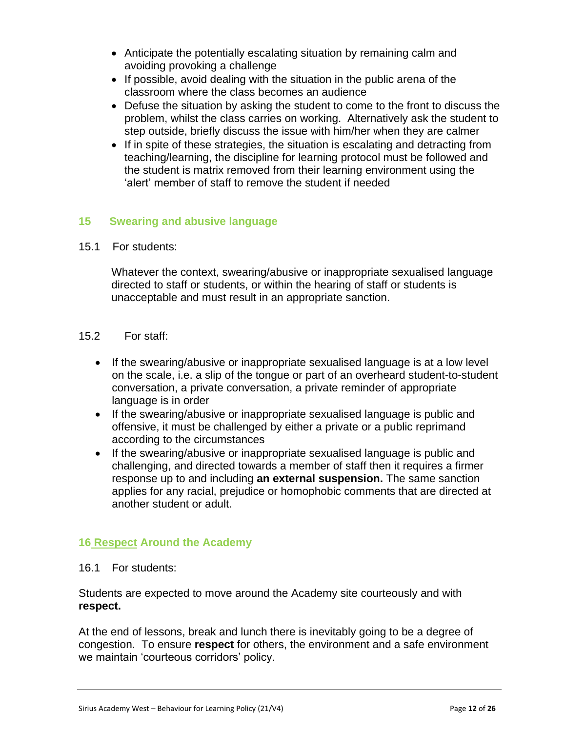- Anticipate the potentially escalating situation by remaining calm and avoiding provoking a challenge
- If possible, avoid dealing with the situation in the public arena of the classroom where the class becomes an audience
- Defuse the situation by asking the student to come to the front to discuss the problem, whilst the class carries on working. Alternatively ask the student to step outside, briefly discuss the issue with him/her when they are calmer
- If in spite of these strategies, the situation is escalating and detracting from teaching/learning, the discipline for learning protocol must be followed and the student is matrix removed from their learning environment using the 'alert' member of staff to remove the student if needed

## 15 Swearing and abusive language

15.1 For students:

Whatever the context, swearing/abusive or inappropriate sexualised language directed to staff or students, or within the hearing of staff or students is unacceptable and must result in an appropriate sanction.

15.2 For staff:

- If the swearing/abusive or inappropriate sexualised language is at a low level on the scale, i.e. a slip of the tongue or part of an overheard student-to-student conversation, a private conversation, a private reminder of appropriate language is in order
- If the swearing/abusive or inappropriate sexualised language is public and offensive, it must be challenged by either a private or a public reprimand according to the circumstances
- If the swearing/abusive or inappropriate sexualised language is public and challenging, and directed towards a member of staff then it requires a firmer response up to and including **an external suspension.** The same sanction applies for any racial, prejudice or homophobic comments that are directed at another student or adult.

## 16 Respect Around the Academy

16.1 For students:

Students are expected to move around the Academy site courteously and with **respect.**

At the end of lessons, break and lunch there is inevitably going to be a degree of congestion. To ensure **respect** for others, the environment and a safe environment we maintain 'courteous corridors' policy.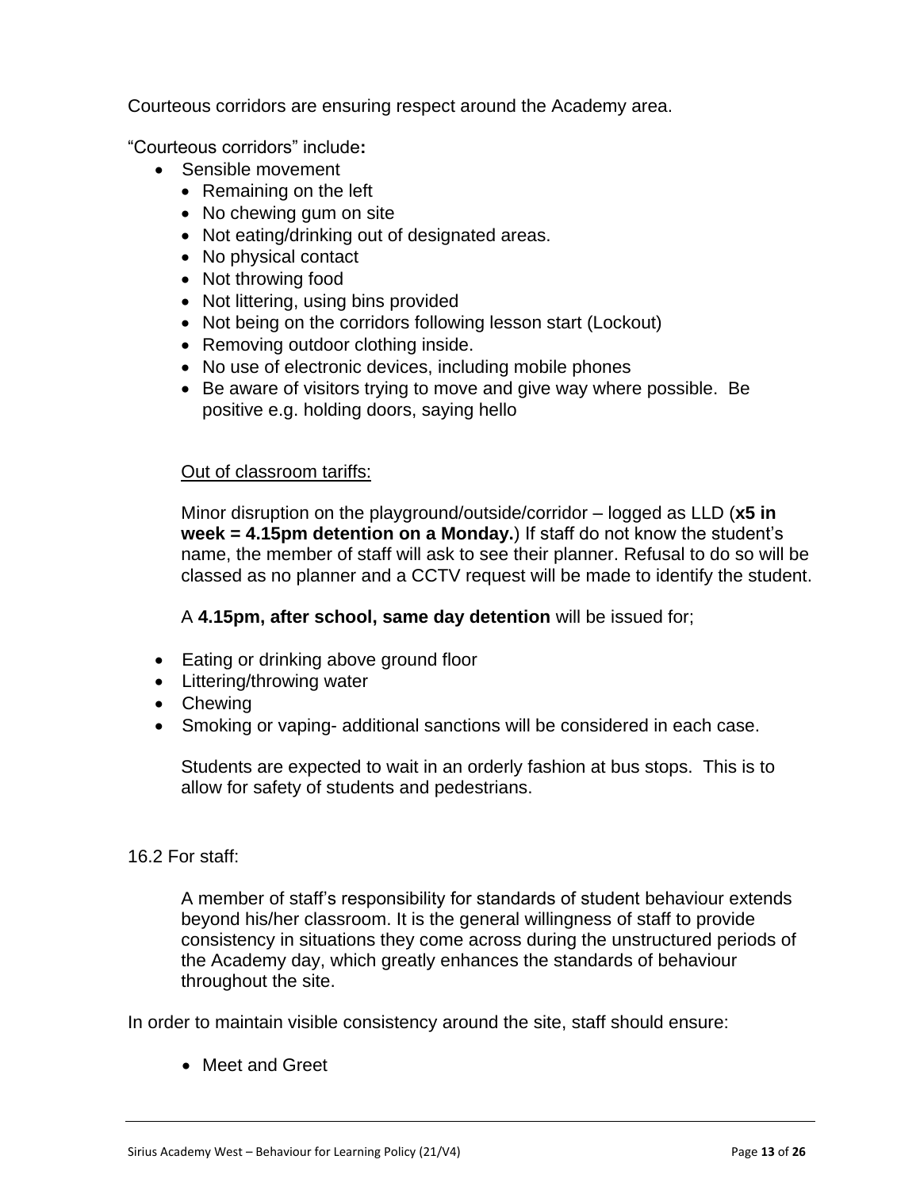Courteous corridors are ensuring respect around the Academy area.

"Courteous corridors" include**:**

- Sensible movement
  - Remaining on the left
  - No chewing gum on site
  - Not eating/drinking out of designated areas.
  - No physical contact
  - Not throwing food
  - Not littering, using bins provided
  - Not being on the corridors following lesson start (Lockout)
  - Removing outdoor clothing inside.
  - No use of electronic devices, including mobile phones
  - Be aware of visitors trying to move and give way where possible. Be positive e.g. holding doors, saying hello

<u>Out of classroom tariffs:</u>

Minor disruption on the playground/outside/corridor – logged as LLD (**x5 in week = 4.15pm detention on a Monday.**) If staff do not know the student's name, the member of staff will ask to see their planner. Refusal to do so will be classed as no planner and a CCTV request will be made to identify the student.

A **4.15pm, after school, same day detention** will be issued for;

- Eating or drinking above ground floor
- Littering/throwing water
- Chewing
- Smoking or vaping- additional sanctions will be considered in each case.

Students are expected to wait in an orderly fashion at bus stops. This is to allow for safety of students and pedestrians.

16.2 For staff:

A member of staff's responsibility for standards of student behaviour extends beyond his/her classroom. It is the general willingness of staff to provide consistency in situations they come across during the unstructured periods of the Academy day, which greatly enhances the standards of behaviour throughout the site.

In order to maintain visible consistency around the site, staff should ensure:

- Meet and Greet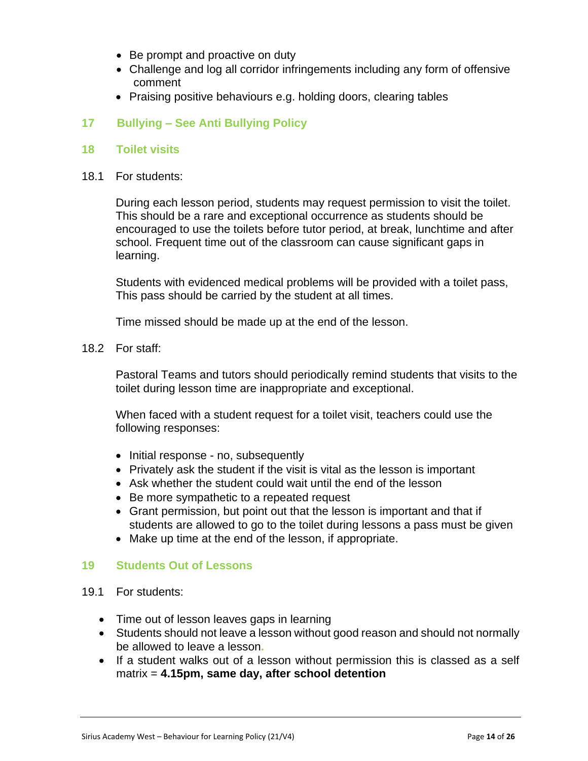- Be prompt and proactive on duty
- Challenge and log all corridor infringements including any form of offensive comment
- Praising positive behaviours e.g. holding doors, clearing tables

## 17 Bullying – See Anti Bullying Policy

## 18 Toilet visits

18.1 For students:

During each lesson period, students may request permission to visit the toilet. This should be a rare and exceptional occurrence as students should be encouraged to use the toilets before tutor period, at break, lunchtime and after school. Frequent time out of the classroom can cause significant gaps in learning.

Students with evidenced medical problems will be provided with a toilet pass, This pass should be carried by the student at all times.

Time missed should be made up at the end of the lesson.

18.2 For staff:

Pastoral Teams and tutors should periodically remind students that visits to the toilet during lesson time are inappropriate and exceptional.

When faced with a student request for a toilet visit, teachers could use the following responses:

- Initial response - no, subsequently
- Privately ask the student if the visit is vital as the lesson is important
- Ask whether the student could wait until the end of the lesson
- Be more sympathetic to a repeated request
- Grant permission, but point out that the lesson is important and that if students are allowed to go to the toilet during lessons a pass must be given
- Make up time at the end of the lesson, if appropriate.

## 19 Students Out of Lessons

19.1 For students:

- Time out of lesson leaves gaps in learning
- Students should not leave a lesson without good reason and should not normally be allowed to leave a lesson.
- If a student walks out of a lesson without permission this is classed as a self matrix = **4.15pm, same day, after school detention**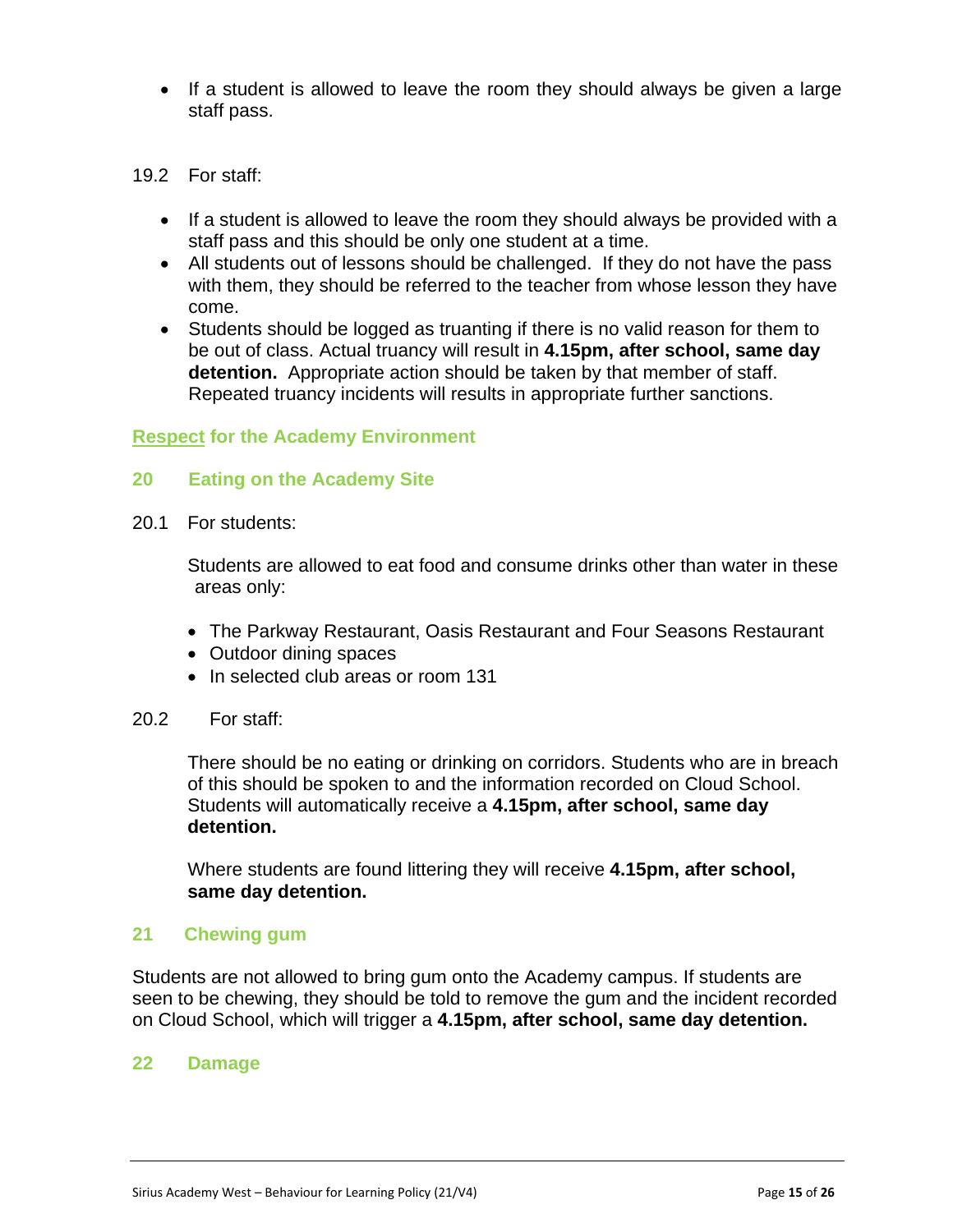- If a student is allowed to leave the room they should always be given a large staff pass.

19.2 For staff:

- If a student is allowed to leave the room they should always be provided with a staff pass and this should be only one student at a time.
- All students out of lessons should be challenged. If they do not have the pass with them, they should be referred to the teacher from whose lesson they have come.
- Students should be logged as truanting if there is no valid reason for them to be out of class. Actual truancy will result in **4.15pm, after school, same day detention.** Appropriate action should be taken by that member of staff. Repeated truancy incidents will results in appropriate further sanctions.

## Respect for the Academy Environment

## 20 Eating on the Academy Site

20.1 For students:

Students are allowed to eat food and consume drinks other than water in these areas only:

- The Parkway Restaurant, Oasis Restaurant and Four Seasons Restaurant
- Outdoor dining spaces
- In selected club areas or room 131

20.2 For staff:

There should be no eating or drinking on corridors. Students who are in breach of this should be spoken to and the information recorded on Cloud School. Students will automatically receive a **4.15pm, after school, same day detention.**

Where students are found littering they will receive **4.15pm, after school, same day detention.**

## 21 Chewing gum

Students are not allowed to bring gum onto the Academy campus. If students are seen to be chewing, they should be told to remove the gum and the incident recorded on Cloud School, which will trigger a **4.15pm, after school, same day detention.**

## 22 Damage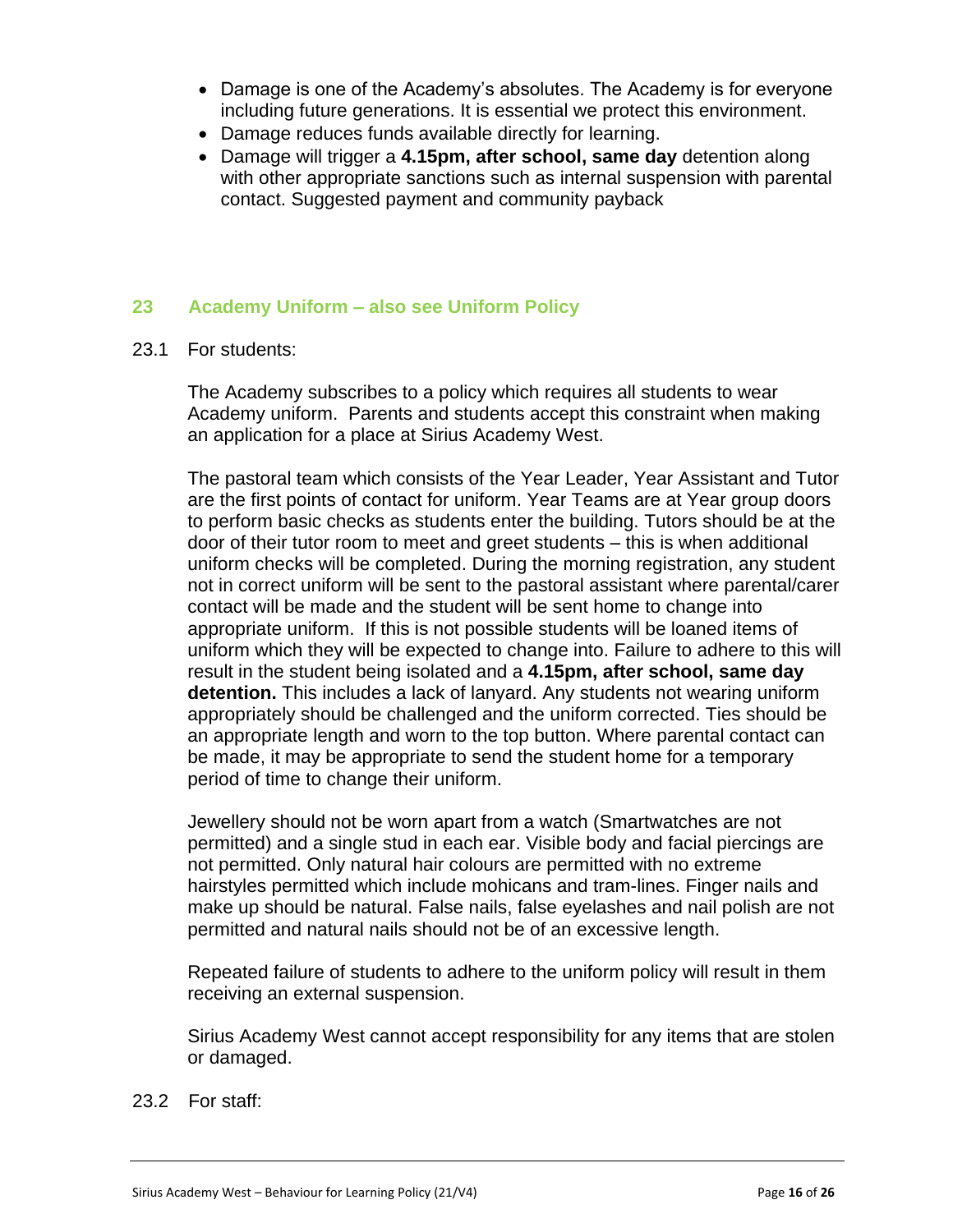- Damage is one of the Academy's absolutes. The Academy is for everyone including future generations. It is essential we protect this environment.
- Damage reduces funds available directly for learning.
- Damage will trigger a **4.15pm, after school, same day** detention along with other appropriate sanctions such as internal suspension with parental contact. Suggested payment and community payback

## 23 Academy Uniform – also see Uniform Policy

23.1 For students:

The Academy subscribes to a policy which requires all students to wear Academy uniform. Parents and students accept this constraint when making an application for a place at Sirius Academy West.

The pastoral team which consists of the Year Leader, Year Assistant and Tutor are the first points of contact for uniform. Year Teams are at Year group doors to perform basic checks as students enter the building. Tutors should be at the door of their tutor room to meet and greet students – this is when additional uniform checks will be completed. During the morning registration, any student not in correct uniform will be sent to the pastoral assistant where parental/carer contact will be made and the student will be sent home to change into appropriate uniform. If this is not possible students will be loaned items of uniform which they will be expected to change into. Failure to adhere to this will result in the student being isolated and a **4.15pm, after school, same day detention.** This includes a lack of lanyard. Any students not wearing uniform appropriately should be challenged and the uniform corrected. Ties should be an appropriate length and worn to the top button. Where parental contact can be made, it may be appropriate to send the student home for a temporary period of time to change their uniform.

Jewellery should not be worn apart from a watch (Smartwatches are not permitted) and a single stud in each ear. Visible body and facial piercings are not permitted. Only natural hair colours are permitted with no extreme hairstyles permitted which include mohicans and tram-lines. Finger nails and make up should be natural. False nails, false eyelashes and nail polish are not permitted and natural nails should not be of an excessive length.

Repeated failure of students to adhere to the uniform policy will result in them receiving an external suspension.

Sirius Academy West cannot accept responsibility for any items that are stolen or damaged.

23.2 For staff: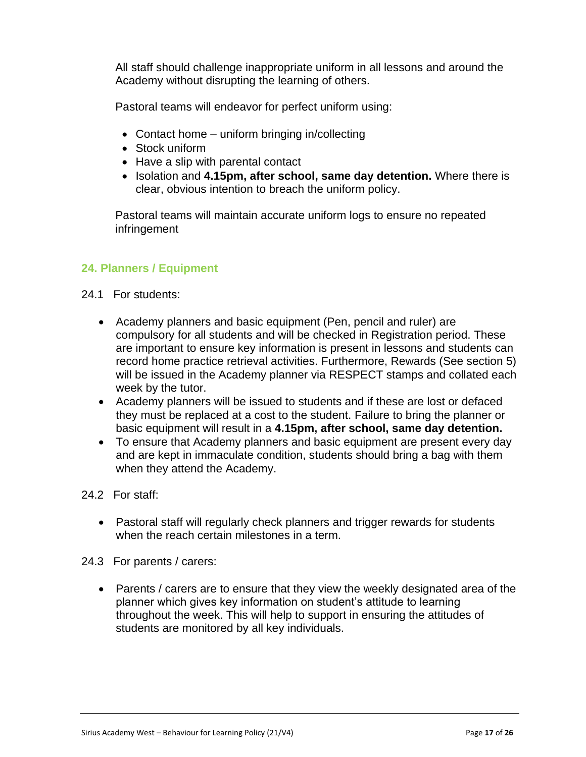All staff should challenge inappropriate uniform in all lessons and around the Academy without disrupting the learning of others.

Pastoral teams will endeavor for perfect uniform using:

- Contact home – uniform bringing in/collecting
- Stock uniform
- Have a slip with parental contact
- Isolation and **4.15pm, after school, same day detention.** Where there is clear, obvious intention to breach the uniform policy.

Pastoral teams will maintain accurate uniform logs to ensure no repeated infringement

## 24. Planners / Equipment

24.1 For students:

- Academy planners and basic equipment (Pen, pencil and ruler) are compulsory for all students and will be checked in Registration period. These are important to ensure key information is present in lessons and students can record home practice retrieval activities. Furthermore, Rewards (See section 5) will be issued in the Academy planner via RESPECT stamps and collated each week by the tutor.
- Academy planners will be issued to students and if these are lost or defaced they must be replaced at a cost to the student. Failure to bring the planner or basic equipment will result in a **4.15pm, after school, same day detention.**
- To ensure that Academy planners and basic equipment are present every day and are kept in immaculate condition, students should bring a bag with them when they attend the Academy.

24.2 For staff:

- Pastoral staff will regularly check planners and trigger rewards for students when the reach certain milestones in a term.

24.3 For parents / carers:

- Parents / carers are to ensure that they view the weekly designated area of the planner which gives key information on student's attitude to learning throughout the week. This will help to support in ensuring the attitudes of students are monitored by all key individuals.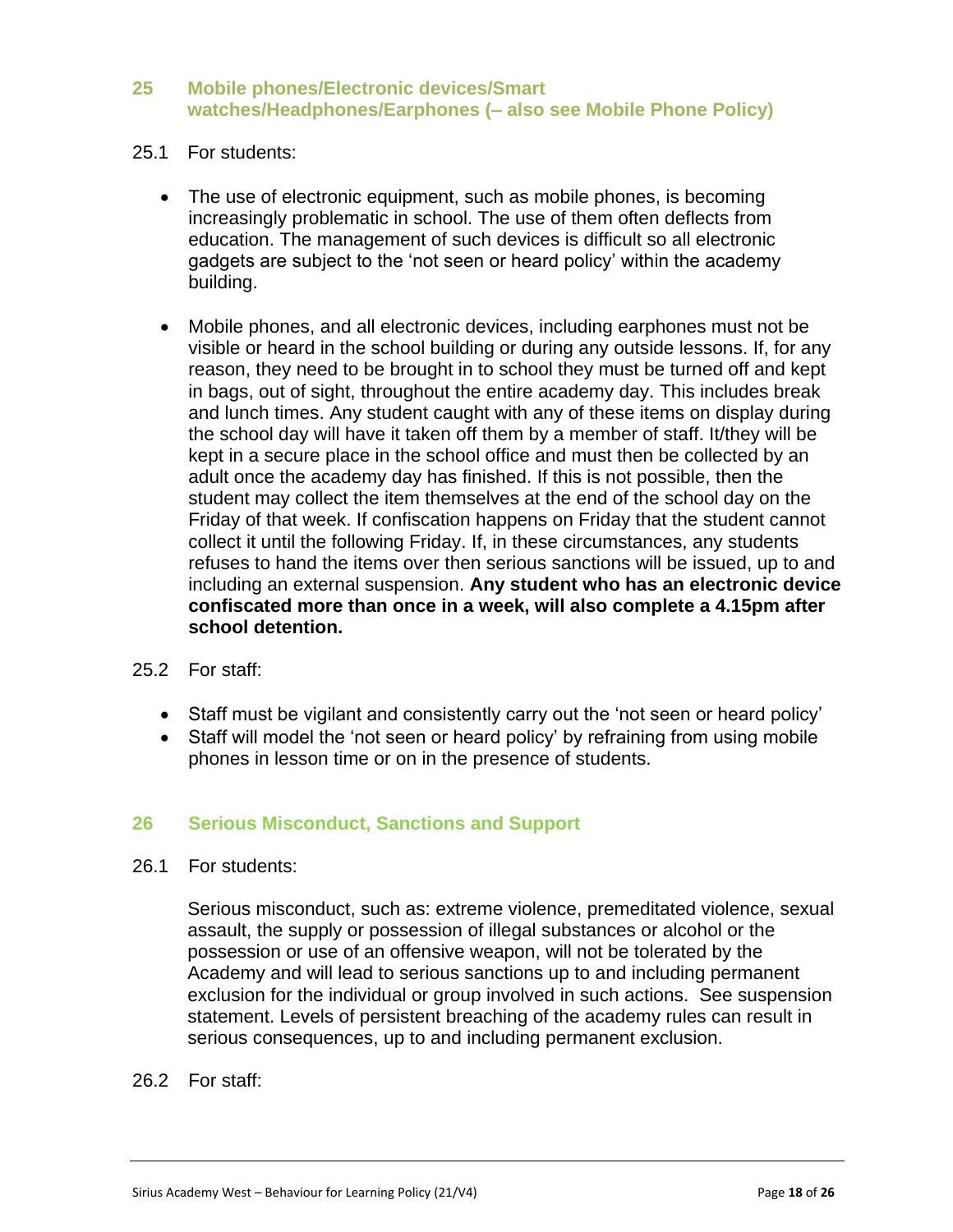## 25 Mobile phones/Electronic devices/Smart watches/Headphones/Earphones (– also see Mobile Phone Policy)

25.1 For students:

- The use of electronic equipment, such as mobile phones, is becoming increasingly problematic in school. The use of them often deflects from education. The management of such devices is difficult so all electronic gadgets are subject to the 'not seen or heard policy' within the academy building.
- Mobile phones, and all electronic devices, including earphones must not be visible or heard in the school building or during any outside lessons. If, for any reason, they need to be brought in to school they must be turned off and kept in bags, out of sight, throughout the entire academy day. This includes break and lunch times. Any student caught with any of these items on display during the school day will have it taken off them by a member of staff. It/they will be kept in a secure place in the school office and must then be collected by an adult once the academy day has finished. If this is not possible, then the student may collect the item themselves at the end of the school day on the Friday of that week. If confiscation happens on Friday that the student cannot collect it until the following Friday. If, in these circumstances, any students refuses to hand the items over then serious sanctions will be issued, up to and including an external suspension. **Any student who has an electronic device confiscated more than once in a week, will also complete a 4.15pm after school detention.**

25.2 For staff:

- Staff must be vigilant and consistently carry out the 'not seen or heard policy'
- Staff will model the 'not seen or heard policy' by refraining from using mobile phones in lesson time or on in the presence of students.

## 26 Serious Misconduct, Sanctions and Support

26.1 For students:

Serious misconduct, such as: extreme violence, premeditated violence, sexual assault, the supply or possession of illegal substances or alcohol or the possession or use of an offensive weapon, will not be tolerated by the Academy and will lead to serious sanctions up to and including permanent exclusion for the individual or group involved in such actions. See suspension statement. Levels of persistent breaching of the academy rules can result in serious consequences, up to and including permanent exclusion.

26.2 For staff: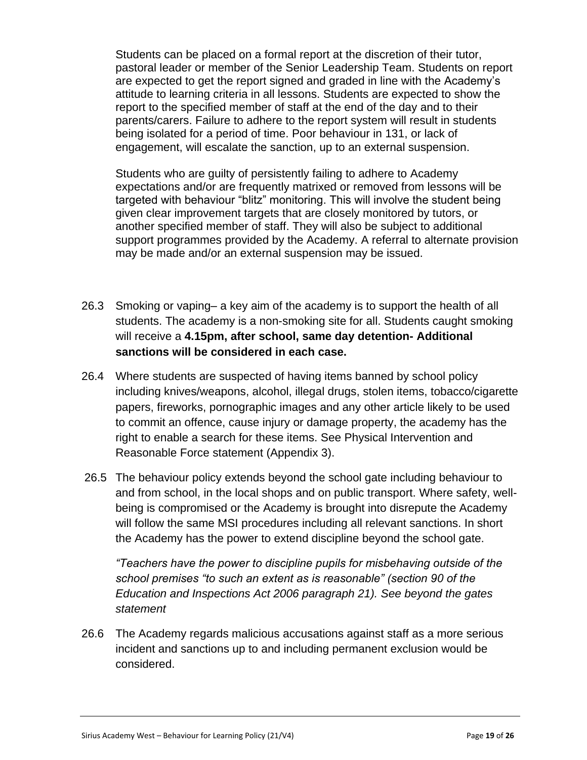Students can be placed on a formal report at the discretion of their tutor, pastoral leader or member of the Senior Leadership Team. Students on report are expected to get the report signed and graded in line with the Academy's attitude to learning criteria in all lessons. Students are expected to show the report to the specified member of staff at the end of the day and to their parents/carers. Failure to adhere to the report system will result in students being isolated for a period of time. Poor behaviour in 131, or lack of engagement, will escalate the sanction, up to an external suspension.

Students who are guilty of persistently failing to adhere to Academy expectations and/or are frequently matrixed or removed from lessons will be targeted with behaviour "blitz" monitoring. This will involve the student being given clear improvement targets that are closely monitored by tutors, or another specified member of staff. They will also be subject to additional support programmes provided by the Academy. A referral to alternate provision may be made and/or an external suspension may be issued.

26.3 Smoking or vaping– a key aim of the academy is to support the health of all students. The academy is a non-smoking site for all. Students caught smoking will receive a **4.15pm, after school, same day detention- Additional sanctions will be considered in each case.**

26.4 Where students are suspected of having items banned by school policy including knives/weapons, alcohol, illegal drugs, stolen items, tobacco/cigarette papers, fireworks, pornographic images and any other article likely to be used to commit an offence, cause injury or damage property, the academy has the right to enable a search for these items. See Physical Intervention and Reasonable Force statement (Appendix 3).

26.5 The behaviour policy extends beyond the school gate including behaviour to and from school, in the local shops and on public transport. Where safety, well-being is compromised or the Academy is brought into disrepute the Academy will follow the same MSI procedures including all relevant sanctions. In short the Academy has the power to extend discipline beyond the school gate.

*"Teachers have the power to discipline pupils for misbehaving outside of the school premises "to such an extent as is reasonable" (section 90 of the Education and Inspections Act 2006 paragraph 21). See beyond the gates statement*

26.6 The Academy regards malicious accusations against staff as a more serious incident and sanctions up to and including permanent exclusion would be considered.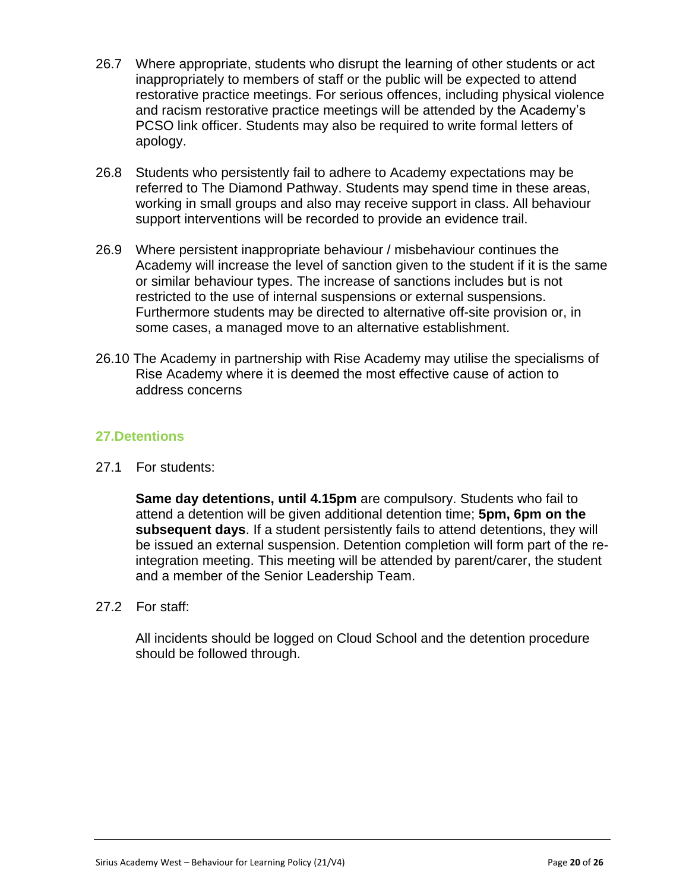26.7 Where appropriate, students who disrupt the learning of other students or act inappropriately to members of staff or the public will be expected to attend restorative practice meetings. For serious offences, including physical violence and racism restorative practice meetings will be attended by the Academy's PCSO link officer. Students may also be required to write formal letters of apology.

26.8 Students who persistently fail to adhere to Academy expectations may be referred to The Diamond Pathway. Students may spend time in these areas, working in small groups and also may receive support in class. All behaviour support interventions will be recorded to provide an evidence trail.

26.9 Where persistent inappropriate behaviour / misbehaviour continues the Academy will increase the level of sanction given to the student if it is the same or similar behaviour types. The increase of sanctions includes but is not restricted to the use of internal suspensions or external suspensions. Furthermore students may be directed to alternative off-site provision or, in some cases, a managed move to an alternative establishment.

26.10 The Academy in partnership with Rise Academy may utilise the specialisms of Rise Academy where it is deemed the most effective cause of action to address concerns

## 27.Detentions

27.1 For students:

**Same day detentions, until 4.15pm** are compulsory. Students who fail to attend a detention will be given additional detention time; **5pm, 6pm on the subsequent days**. If a student persistently fails to attend detentions, they will be issued an external suspension. Detention completion will form part of the re-integration meeting. This meeting will be attended by parent/carer, the student and a member of the Senior Leadership Team.

27.2 For staff:

All incidents should be logged on Cloud School and the detention procedure should be followed through.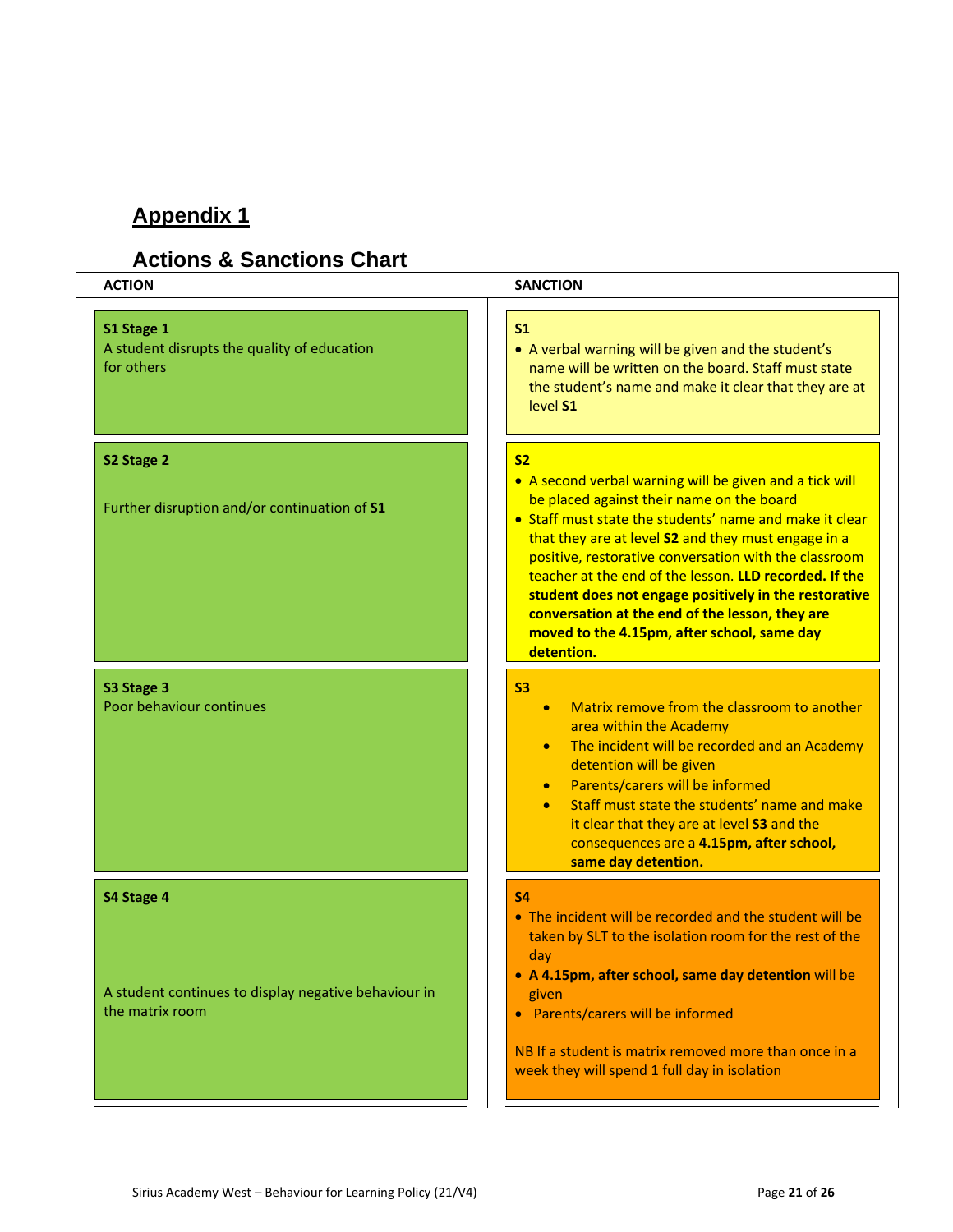## Appendix 1

### Actions & Sanctions Chart

| ACTION | SANCTION |
| --- | --- |
| **S1 Stage 1**<br>A student disrupts the quality of education for others | **S1**<br>• A verbal warning will be given and the student's name will be written on the board. Staff must state the student's name and make it clear that they are at level **S1** |
| **S2 Stage 2**<br>Further disruption and/or continuation of **S1** | **S2**<br>• A second verbal warning will be given and a tick will be placed against their name on the board<br>• Staff must state the students' name and make it clear that they are at level **S2** and they must engage in a positive, restorative conversation with the classroom teacher at the end of the lesson. **LLD recorded. If the student does not engage positively in the restorative conversation at the end of the lesson, they are moved to the 4.15pm, after school, same day detention.** |
| **S3 Stage 3**<br>Poor behaviour continues | **S3**<br>• Matrix remove from the classroom to another area within the Academy<br>• The incident will be recorded and an Academy detention will be given<br>• Parents/carers will be informed<br>• Staff must state the students' name and make it clear that they are at level **S3** and the consequences are a **4.15pm, after school, same day detention.** |
| **S4 Stage 4**<br>A student continues to display negative behaviour in the matrix room | **S4**<br>• The incident will be recorded and the student will be taken by SLT to the isolation room for the rest of the day<br>• **A 4.15pm, after school, same day detention** will be given<br>• Parents/carers will be informed<br><br>NB If a student is matrix removed more than once in a week they will spend 1 full day in isolation |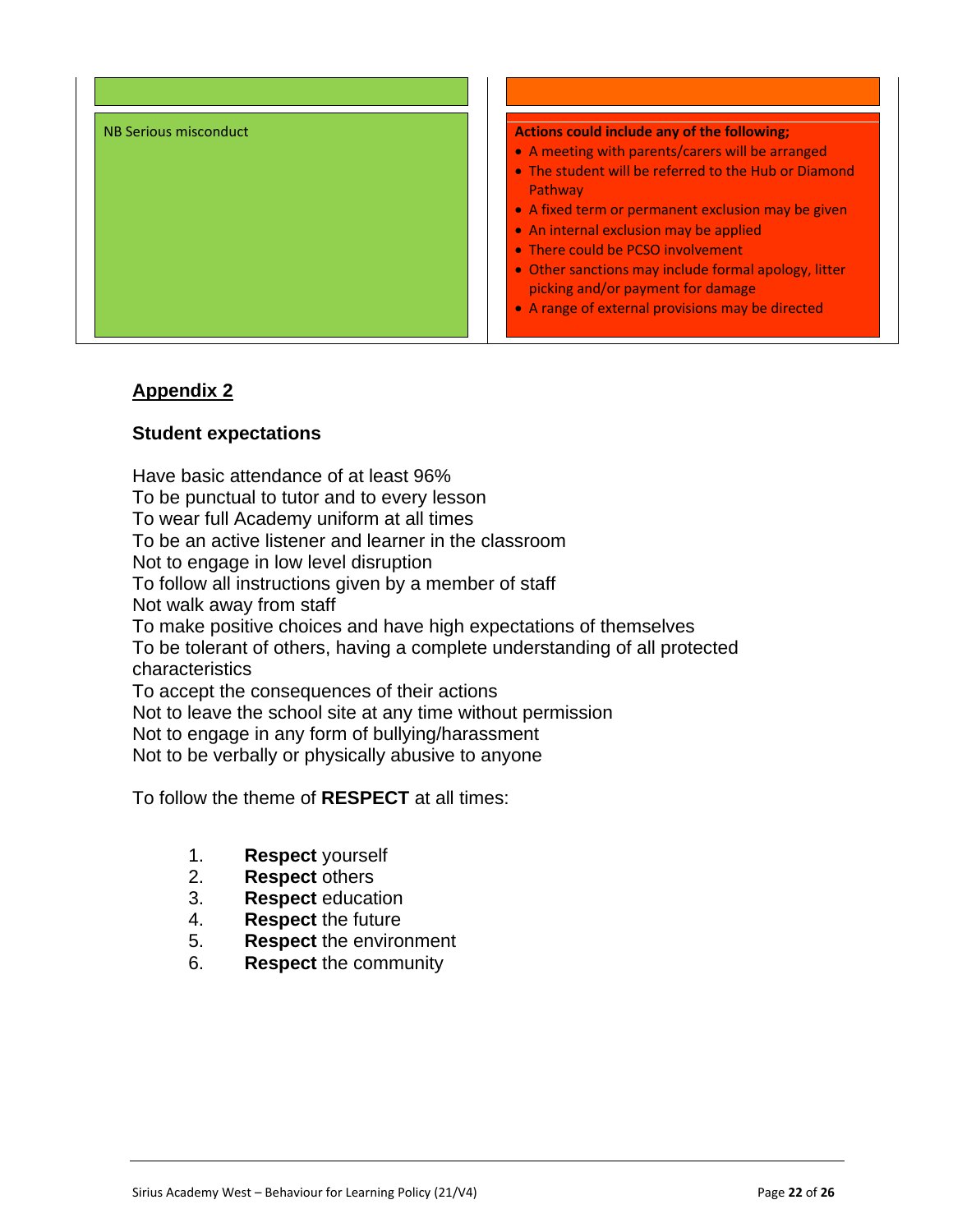| | |
|---|---|
| NB Serious misconduct | **Actions could include any of the following;**<br>• A meeting with parents/carers will be arranged<br>• The student will be referred to the Hub or Diamond Pathway<br>• A fixed term or permanent exclusion may be given<br>• An internal exclusion may be applied<br>• There could be PCSO involvement<br>• Other sanctions may include formal apology, litter picking and/or payment for damage<br>• A range of external provisions may be directed |

## Appendix 2

### Student expectations

Have basic attendance of at least 96%
To be punctual to tutor and to every lesson
To wear full Academy uniform at all times
To be an active listener and learner in the classroom
Not to engage in low level disruption
To follow all instructions given by a member of staff
Not walk away from staff
To make positive choices and have high expectations of themselves
To be tolerant of others, having a complete understanding of all protected characteristics
To accept the consequences of their actions
Not to leave the school site at any time without permission
Not to engage in any form of bullying/harassment
Not to be verbally or physically abusive to anyone

To follow the theme of **RESPECT** at all times:

1. **Respect** yourself
2. **Respect** others
3. **Respect** education
4. **Respect** the future
5. **Respect** the environment
6. **Respect** the community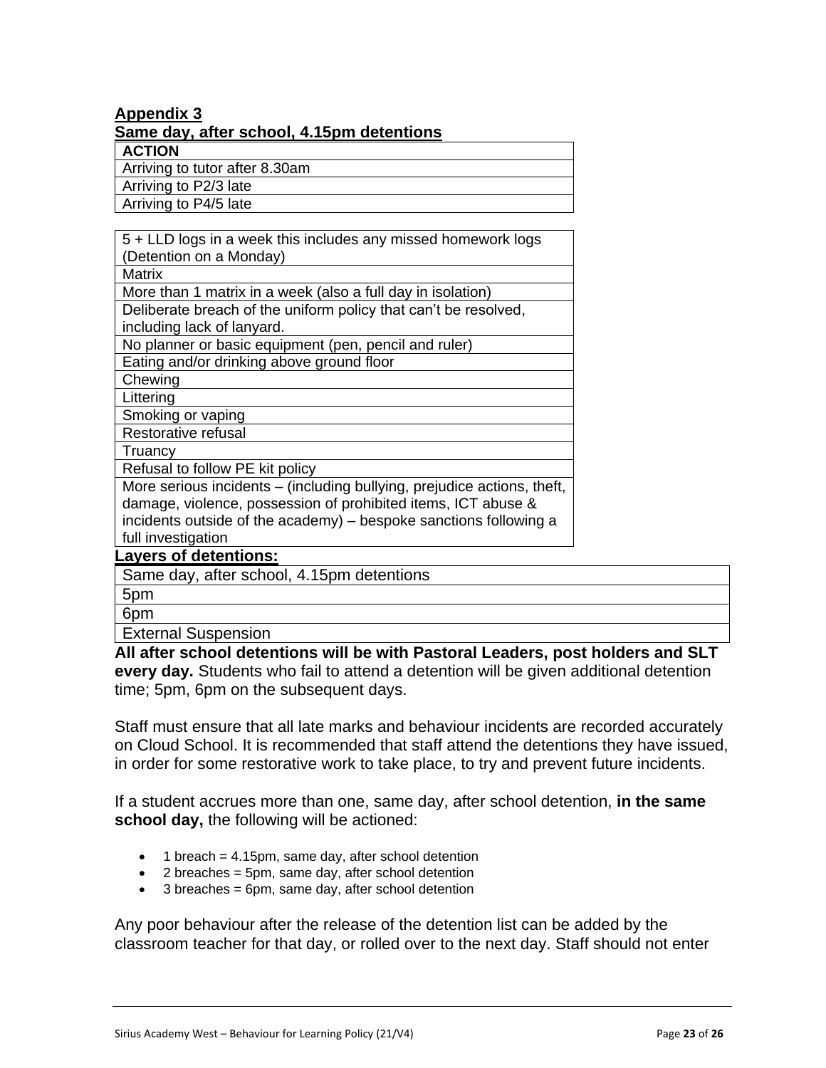**Appendix 3**

**Same day, after school, 4.15pm detentions**

| ACTION |
| --- |
| Arriving to tutor after 8.30am |
| Arriving to P2/3 late |
| Arriving to P4/5 late |

| 5 + LLD logs in a week this includes any missed homework logs (Detention on a Monday) |
| --- |
| Matrix |
| More than 1 matrix in a week (also a full day in isolation) |
| Deliberate breach of the uniform policy that can't be resolved, including lack of lanyard. |
| No planner or basic equipment (pen, pencil and ruler) |
| Eating and/or drinking above ground floor |
| Chewing |
| Littering |
| Smoking or vaping |
| Restorative refusal |
| Truancy |
| Refusal to follow PE kit policy |
| More serious incidents – (including bullying, prejudice actions, theft, damage, violence, possession of prohibited items, ICT abuse & incidents outside of the academy) – bespoke sanctions following a full investigation |

**Layers of detentions:**

| Same day, after school, 4.15pm detentions |
| --- |
| 5pm |
| 6pm |
| External Suspension |

**All after school detentions will be with Pastoral Leaders, post holders and SLT every day.** Students who fail to attend a detention will be given additional detention time; 5pm, 6pm on the subsequent days.

Staff must ensure that all late marks and behaviour incidents are recorded accurately on Cloud School. It is recommended that staff attend the detentions they have issued, in order for some restorative work to take place, to try and prevent future incidents.

If a student accrues more than one, same day, after school detention, **in the same school day,** the following will be actioned:

- 1 breach = 4.15pm, same day, after school detention
- 2 breaches = 5pm, same day, after school detention
- 3 breaches = 6pm, same day, after school detention

Any poor behaviour after the release of the detention list can be added by the classroom teacher for that day, or rolled over to the next day. Staff should not enter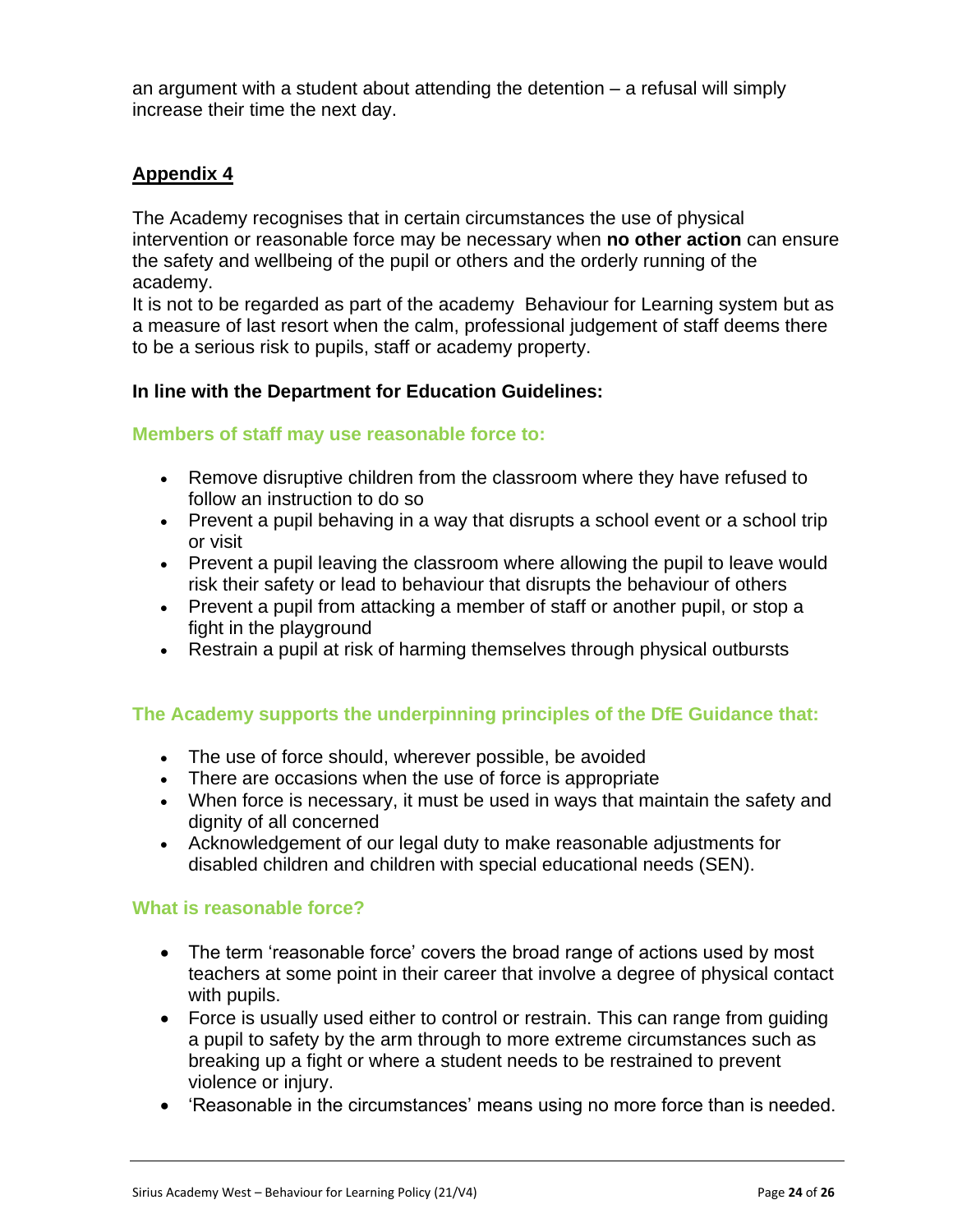an argument with a student about attending the detention – a refusal will simply increase their time the next day.

## Appendix 4

The Academy recognises that in certain circumstances the use of physical intervention or reasonable force may be necessary when **no other action** can ensure the safety and wellbeing of the pupil or others and the orderly running of the academy.
It is not to be regarded as part of the academy Behaviour for Learning system but as a measure of last resort when the calm, professional judgement of staff deems there to be a serious risk to pupils, staff or academy property.

**In line with the Department for Education Guidelines:**

### Members of staff may use reasonable force to:

- Remove disruptive children from the classroom where they have refused to follow an instruction to do so
- Prevent a pupil behaving in a way that disrupts a school event or a school trip or visit
- Prevent a pupil leaving the classroom where allowing the pupil to leave would risk their safety or lead to behaviour that disrupts the behaviour of others
- Prevent a pupil from attacking a member of staff or another pupil, or stop a fight in the playground
- Restrain a pupil at risk of harming themselves through physical outbursts

### The Academy supports the underpinning principles of the DfE Guidance that:

- The use of force should, wherever possible, be avoided
- There are occasions when the use of force is appropriate
- When force is necessary, it must be used in ways that maintain the safety and dignity of all concerned
- Acknowledgement of our legal duty to make reasonable adjustments for disabled children and children with special educational needs (SEN).

### What is reasonable force?

- The term 'reasonable force' covers the broad range of actions used by most teachers at some point in their career that involve a degree of physical contact with pupils.
- Force is usually used either to control or restrain. This can range from guiding a pupil to safety by the arm through to more extreme circumstances such as breaking up a fight or where a student needs to be restrained to prevent violence or injury.
- 'Reasonable in the circumstances' means using no more force than is needed.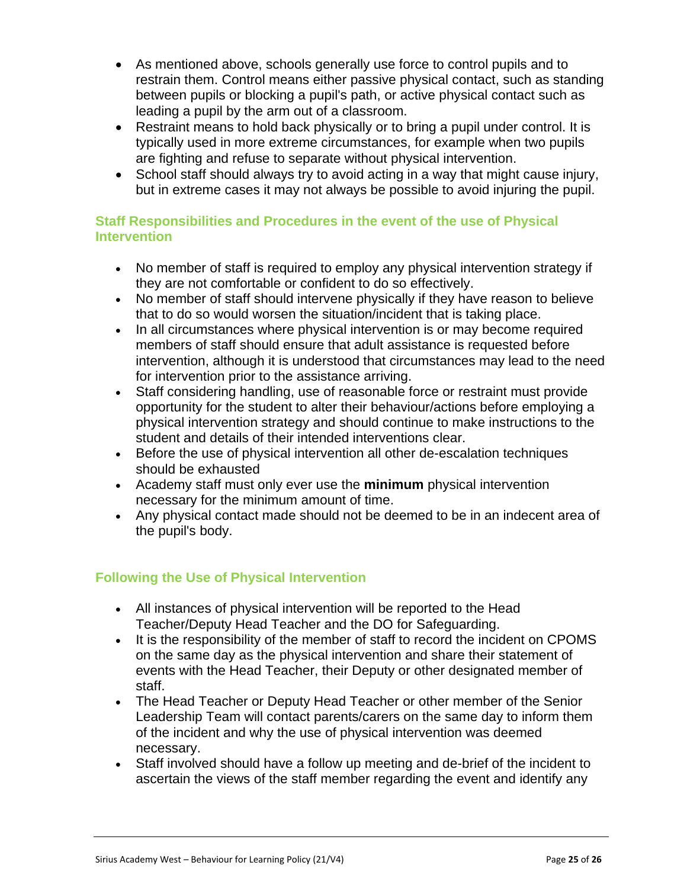- As mentioned above, schools generally use force to control pupils and to restrain them. Control means either passive physical contact, such as standing between pupils or blocking a pupil's path, or active physical contact such as leading a pupil by the arm out of a classroom.
- Restraint means to hold back physically or to bring a pupil under control. It is typically used in more extreme circumstances, for example when two pupils are fighting and refuse to separate without physical intervention.
- School staff should always try to avoid acting in a way that might cause injury, but in extreme cases it may not always be possible to avoid injuring the pupil.

### Staff Responsibilities and Procedures in the event of the use of Physical Intervention

- No member of staff is required to employ any physical intervention strategy if they are not comfortable or confident to do so effectively.
- No member of staff should intervene physically if they have reason to believe that to do so would worsen the situation/incident that is taking place.
- In all circumstances where physical intervention is or may become required members of staff should ensure that adult assistance is requested before intervention, although it is understood that circumstances may lead to the need for intervention prior to the assistance arriving.
- Staff considering handling, use of reasonable force or restraint must provide opportunity for the student to alter their behaviour/actions before employing a physical intervention strategy and should continue to make instructions to the student and details of their intended interventions clear.
- Before the use of physical intervention all other de-escalation techniques should be exhausted
- Academy staff must only ever use the **minimum** physical intervention necessary for the minimum amount of time.
- Any physical contact made should not be deemed to be in an indecent area of the pupil's body.

### Following the Use of Physical Intervention

- All instances of physical intervention will be reported to the Head Teacher/Deputy Head Teacher and the DO for Safeguarding.
- It is the responsibility of the member of staff to record the incident on CPOMS on the same day as the physical intervention and share their statement of events with the Head Teacher, their Deputy or other designated member of staff.
- The Head Teacher or Deputy Head Teacher or other member of the Senior Leadership Team will contact parents/carers on the same day to inform them of the incident and why the use of physical intervention was deemed necessary.
- Staff involved should have a follow up meeting and de-brief of the incident to ascertain the views of the staff member regarding the event and identify any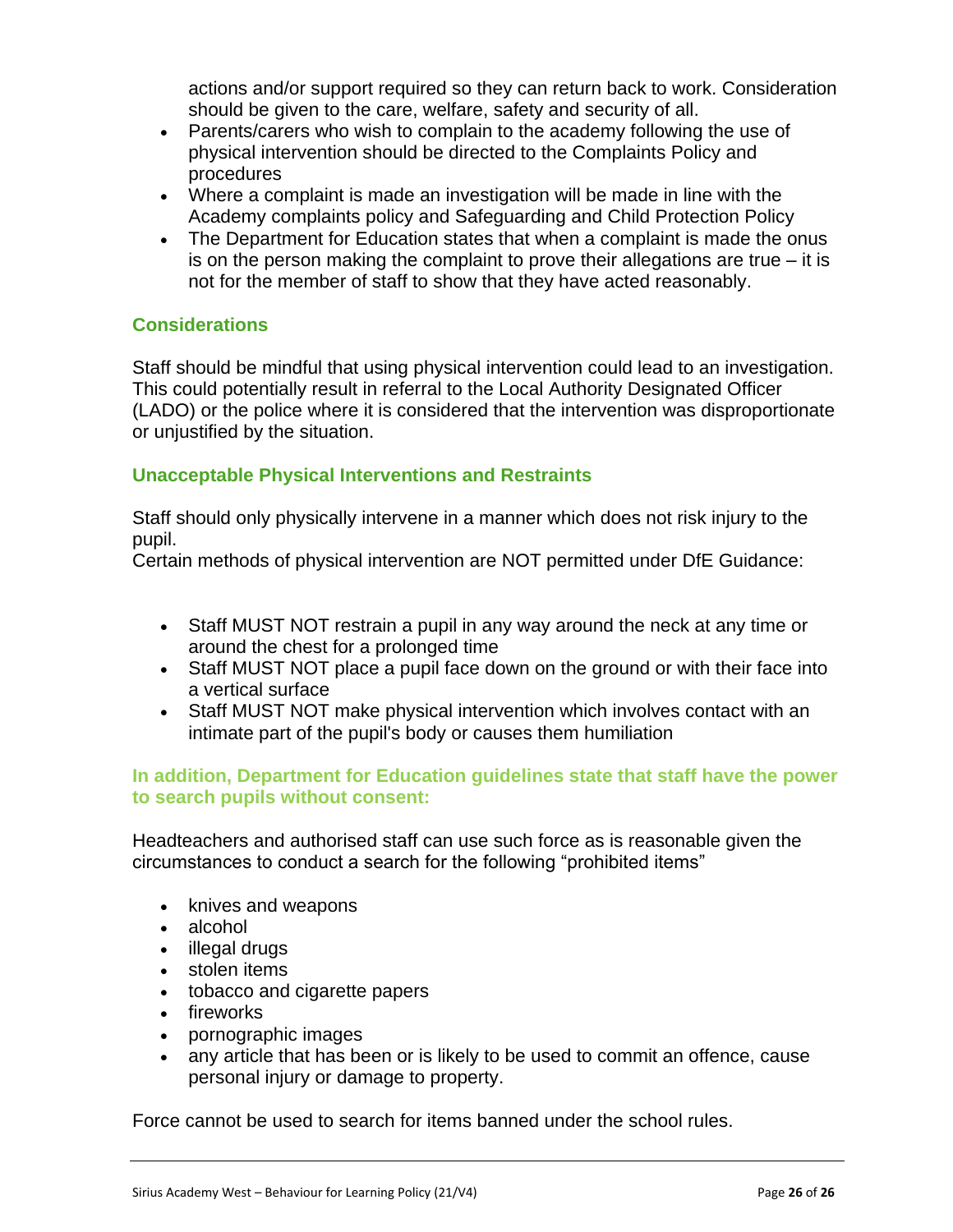actions and/or support required so they can return back to work. Consideration should be given to the care, welfare, safety and security of all.

- Parents/carers who wish to complain to the academy following the use of physical intervention should be directed to the Complaints Policy and procedures
- Where a complaint is made an investigation will be made in line with the Academy complaints policy and Safeguarding and Child Protection Policy
- The Department for Education states that when a complaint is made the onus is on the person making the complaint to prove their allegations are true – it is not for the member of staff to show that they have acted reasonably.

## Considerations

Staff should be mindful that using physical intervention could lead to an investigation. This could potentially result in referral to the Local Authority Designated Officer (LADO) or the police where it is considered that the intervention was disproportionate or unjustified by the situation.

## Unacceptable Physical Interventions and Restraints

Staff should only physically intervene in a manner which does not risk injury to the pupil.
Certain methods of physical intervention are NOT permitted under DfE Guidance:

- Staff MUST NOT restrain a pupil in any way around the neck at any time or around the chest for a prolonged time
- Staff MUST NOT place a pupil face down on the ground or with their face into a vertical surface
- Staff MUST NOT make physical intervention which involves contact with an intimate part of the pupil's body or causes them humiliation

## In addition, Department for Education guidelines state that staff have the power to search pupils without consent:

Headteachers and authorised staff can use such force as is reasonable given the circumstances to conduct a search for the following "prohibited items"

- knives and weapons
- alcohol
- illegal drugs
- stolen items
- tobacco and cigarette papers
- fireworks
- pornographic images
- any article that has been or is likely to be used to commit an offence, cause personal injury or damage to property.

Force cannot be used to search for items banned under the school rules.